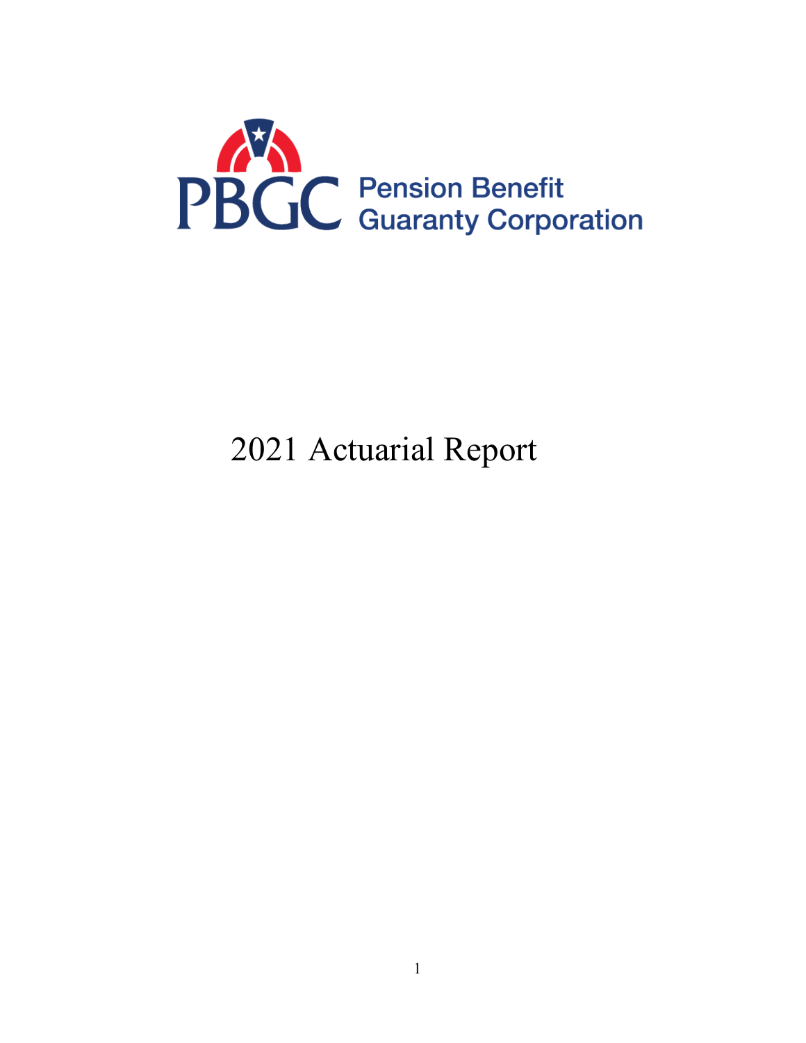PBGC Pension Benefit Guaranty Corporation

# 2021 Actuarial Report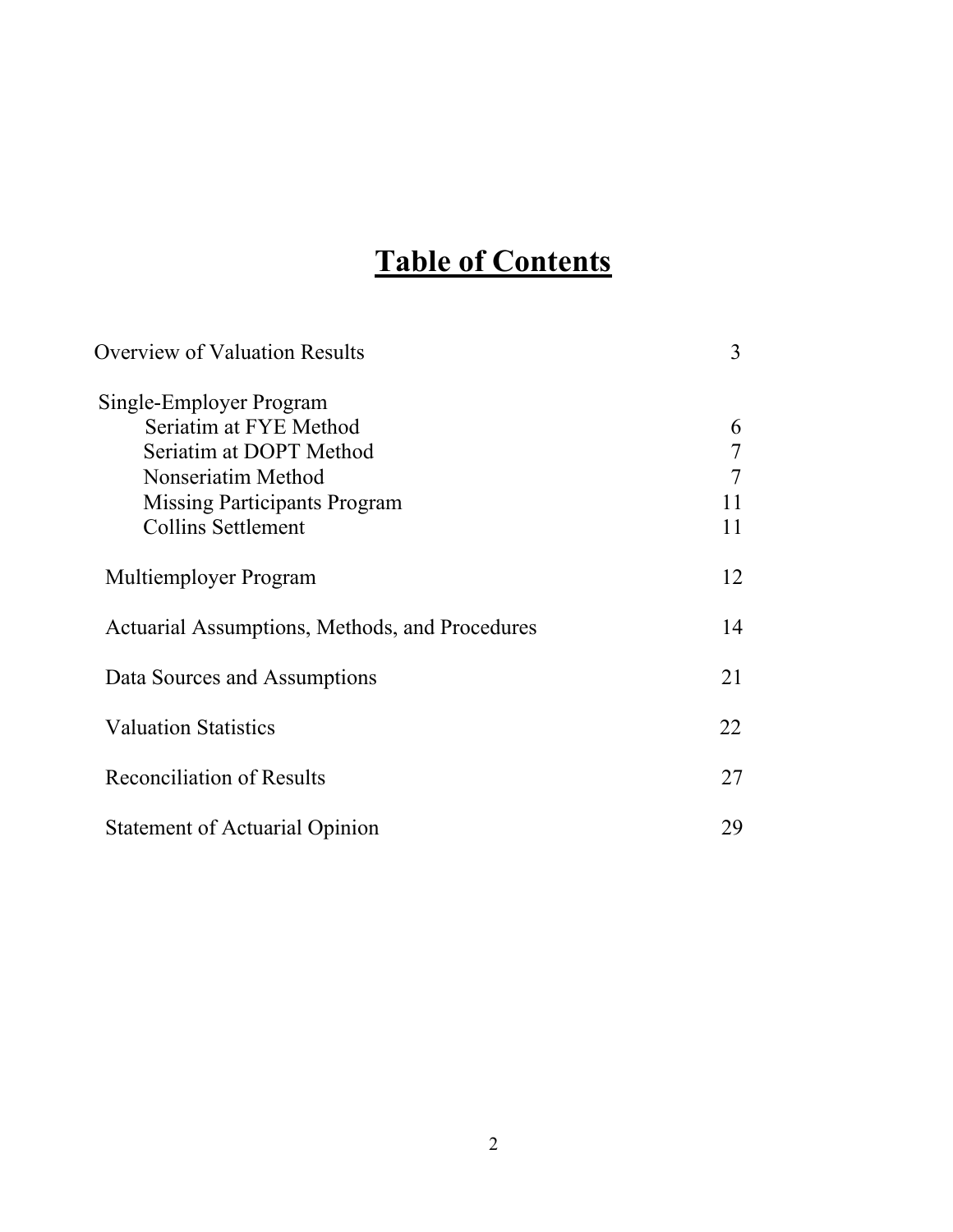# Table of Contents

| | |
|---|---|
| Overview of Valuation Results | 3 |
| Single-Employer Program | |
| Seriatim at FYE Method | 6 |
| Seriatim at DOPT Method | 7 |
| Nonseriatim Method | 7 |
| Missing Participants Program | 11 |
| Collins Settlement | 11 |
| Multiemployer Program | 12 |
| Actuarial Assumptions, Methods, and Procedures | 14 |
| Data Sources and Assumptions | 21 |
| Valuation Statistics | 22 |
| Reconciliation of Results | 27 |
| Statement of Actuarial Opinion | 29 |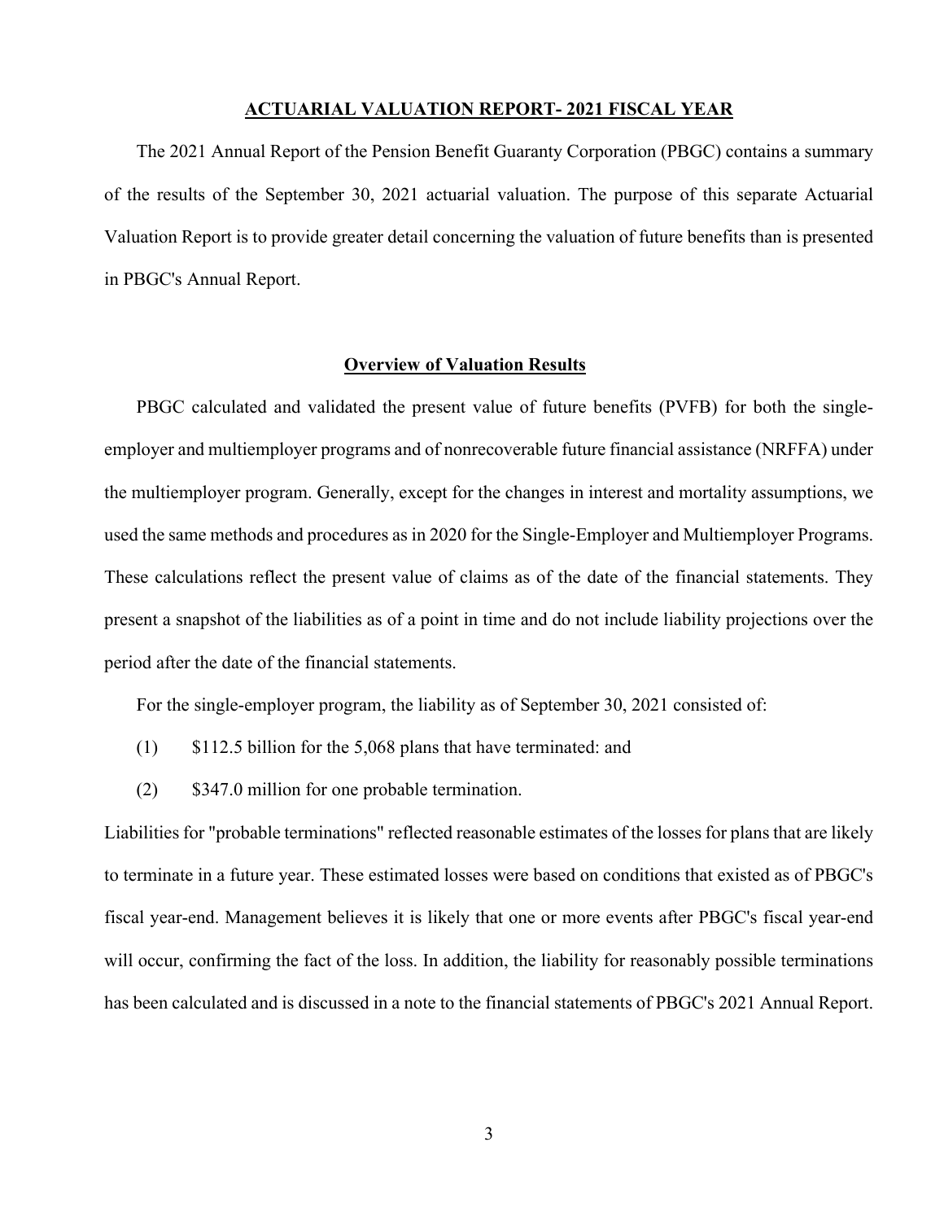# ACTUARIAL VALUATION REPORT- 2021 FISCAL YEAR

The 2021 Annual Report of the Pension Benefit Guaranty Corporation (PBGC) contains a summary of the results of the September 30, 2021 actuarial valuation. The purpose of this separate Actuarial Valuation Report is to provide greater detail concerning the valuation of future benefits than is presented in PBGC's Annual Report.

## Overview of Valuation Results

PBGC calculated and validated the present value of future benefits (PVFB) for both the single-employer and multiemployer programs and of nonrecoverable future financial assistance (NRFFA) under the multiemployer program. Generally, except for the changes in interest and mortality assumptions, we used the same methods and procedures as in 2020 for the Single-Employer and Multiemployer Programs. These calculations reflect the present value of claims as of the date of the financial statements. They present a snapshot of the liabilities as of a point in time and do not include liability projections over the period after the date of the financial statements.

For the single-employer program, the liability as of September 30, 2021 consisted of:

(1) $112.5 billion for the 5,068 plans that have terminated: and

(2) $347.0 million for one probable termination.

Liabilities for "probable terminations" reflected reasonable estimates of the losses for plans that are likely to terminate in a future year. These estimated losses were based on conditions that existed as of PBGC's fiscal year-end. Management believes it is likely that one or more events after PBGC's fiscal year-end will occur, confirming the fact of the loss. In addition, the liability for reasonably possible terminations has been calculated and is discussed in a note to the financial statements of PBGC's 2021 Annual Report.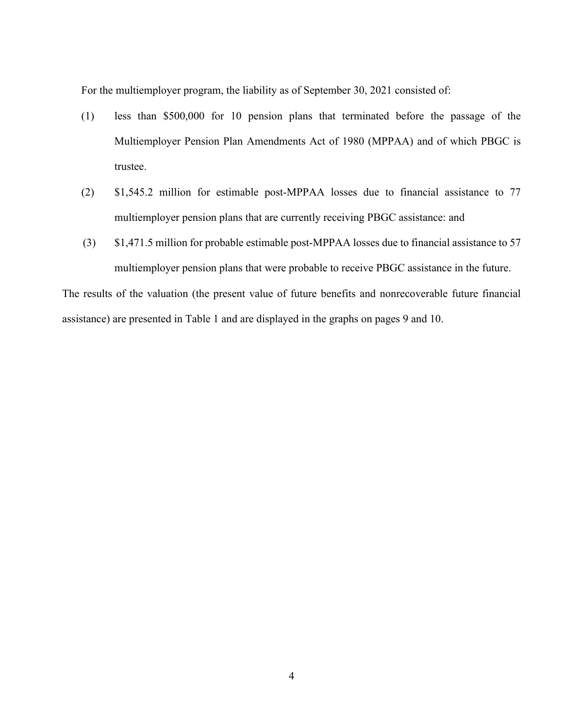For the multiemployer program, the liability as of September 30, 2021 consisted of:

(1) less than $500,000 for 10 pension plans that terminated before the passage of the Multiemployer Pension Plan Amendments Act of 1980 (MPPAA) and of which PBGC is trustee.

(2) $1,545.2 million for estimable post-MPPAA losses due to financial assistance to 77 multiemployer pension plans that are currently receiving PBGC assistance: and

(3) $1,471.5 million for probable estimable post-MPPAA losses due to financial assistance to 57 multiemployer pension plans that were probable to receive PBGC assistance in the future.

The results of the valuation (the present value of future benefits and nonrecoverable future financial assistance) are presented in Table 1 and are displayed in the graphs on pages 9 and 10.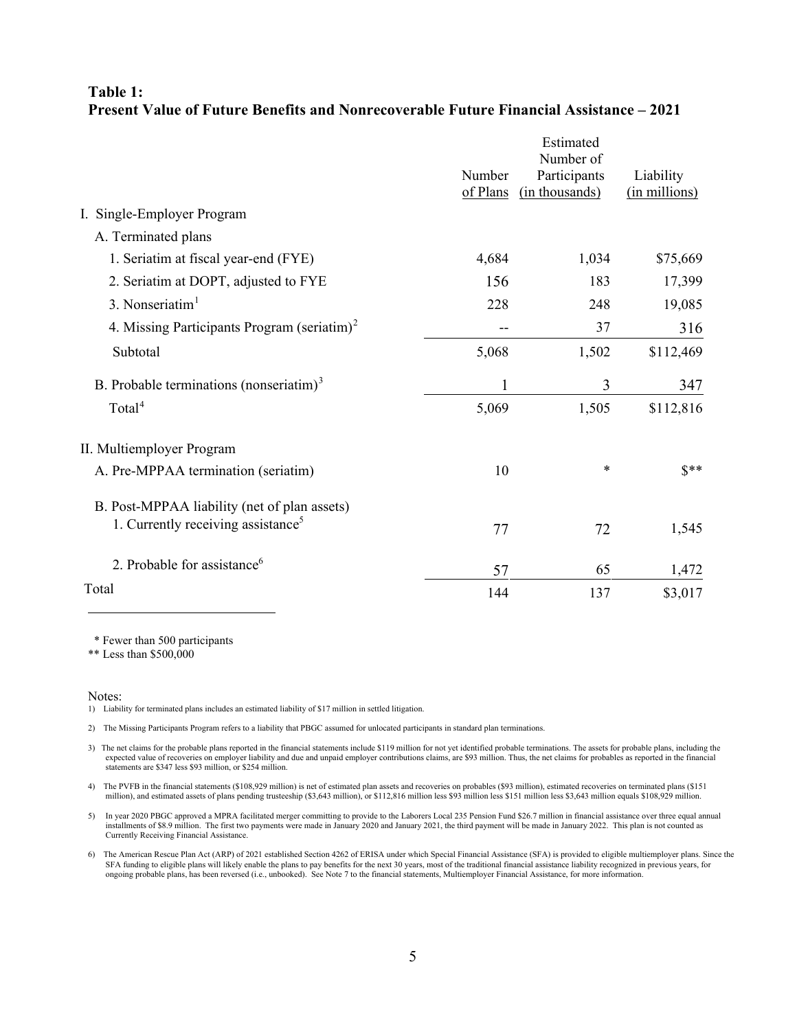**Table 1:**
**Present Value of Future Benefits and Nonrecoverable Future Financial Assistance – 2021**

| | Number of Plans | Estimated Number of Participants (in thousands) | Liability (in millions) |
|---|---|---|---|
| I. Single-Employer Program | | | |
| A. Terminated plans | | | |
| 1. Seriatim at fiscal year-end (FYE) | 4,684 | 1,034 | $75,669 |
| 2. Seriatim at DOPT, adjusted to FYE | 156 | 183 | 17,399 |
| 3. Nonseriatim[1] | 228 | 248 | 19,085 |
| 4. Missing Participants Program (seriatim)[2] | -- | 37 | 316 |
| Subtotal | 5,068 | 1,502 | $112,469 |
| B. Probable terminations (nonseriatim)[3] | 1 | 3 | 347 |
| Total[4] | 5,069 | 1,505 | $112,816 |
| II. Multiemployer Program | | | |
| A. Pre-MPPAA termination (seriatim) | 10 | * | $** |
| B. Post-MPPAA liability (net of plan assets) | | | |
| 1. Currently receiving assistance[5] | 77 | 72 | 1,545 |
| 2. Probable for assistance[6] | 57 | 65 | 1,472 |
| Total | 144 | 137 | $3,017 |

\* Fewer than 500 participants

\*\* Less than $500,000

Notes:

1) Liability for terminated plans includes an estimated liability of $17 million in settled litigation.

2) The Missing Participants Program refers to a liability that PBGC assumed for unlocated participants in standard plan terminations.

3) The net claims for the probable plans reported in the financial statements include $119 million for not yet identified probable terminations. The assets for probable plans, including the expected value of recoveries on employer liability and due and unpaid employer contributions claims, are $93 million. Thus, the net claims for probables as reported in the financial statements are $347 less $93 million, or $254 million.

4) The PVFB in the financial statements ($108,929 million) is net of estimated plan assets and recoveries on probables ($93 million), estimated recoveries on terminated plans ($151 million), and estimated assets of plans pending trusteeship ($3,643 million), or $112,816 million less $93 million less $151 million less $3,643 million equals $108,929 million.

5) In year 2020 PBGC approved a MPRA facilitated merger committing to provide to the Laborers Local 235 Pension Fund $26.7 million in financial assistance over three equal annual installments of $8.9 million. The first two payments were made in January 2020 and January 2021, the third payment will be made in January 2022. This plan is not counted as Currently Receiving Financial Assistance.

6) The American Rescue Plan Act (ARP) of 2021 established Section 4262 of ERISA under which Special Financial Assistance (SFA) is provided to eligible multiemployer plans. Since the SFA funding to eligible plans will likely enable the plans to pay benefits for the next 30 years, most of the traditional financial assistance liability recognized in previous years, for ongoing probable plans, has been reversed (i.e., unbooked). See Note 7 to the financial statements, Multiemployer Financial Assistance, for more information.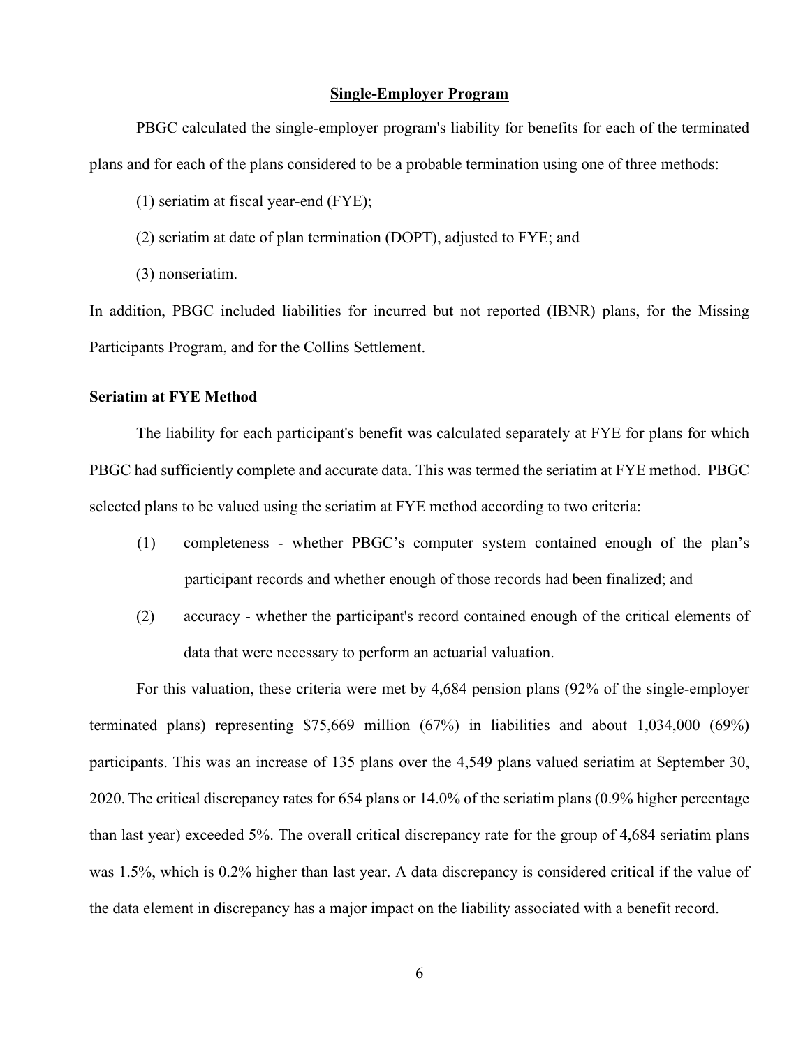## Single-Employer Program

PBGC calculated the single-employer program's liability for benefits for each of the terminated plans and for each of the plans considered to be a probable termination using one of three methods:

(1) seriatim at fiscal year-end (FYE);

(2) seriatim at date of plan termination (DOPT), adjusted to FYE; and

(3) nonseriatim.

In addition, PBGC included liabilities for incurred but not reported (IBNR) plans, for the Missing Participants Program, and for the Collins Settlement.

### Seriatim at FYE Method

The liability for each participant's benefit was calculated separately at FYE for plans for which PBGC had sufficiently complete and accurate data. This was termed the seriatim at FYE method. PBGC selected plans to be valued using the seriatim at FYE method according to two criteria:

(1) completeness - whether PBGC's computer system contained enough of the plan's participant records and whether enough of those records had been finalized; and

(2) accuracy - whether the participant's record contained enough of the critical elements of data that were necessary to perform an actuarial valuation.

For this valuation, these criteria were met by 4,684 pension plans (92% of the single-employer terminated plans) representing $75,669 million (67%) in liabilities and about 1,034,000 (69%) participants. This was an increase of 135 plans over the 4,549 plans valued seriatim at September 30, 2020. The critical discrepancy rates for 654 plans or 14.0% of the seriatim plans (0.9% higher percentage than last year) exceeded 5%. The overall critical discrepancy rate for the group of 4,684 seriatim plans was 1.5%, which is 0.2% higher than last year. A data discrepancy is considered critical if the value of the data element in discrepancy has a major impact on the liability associated with a benefit record.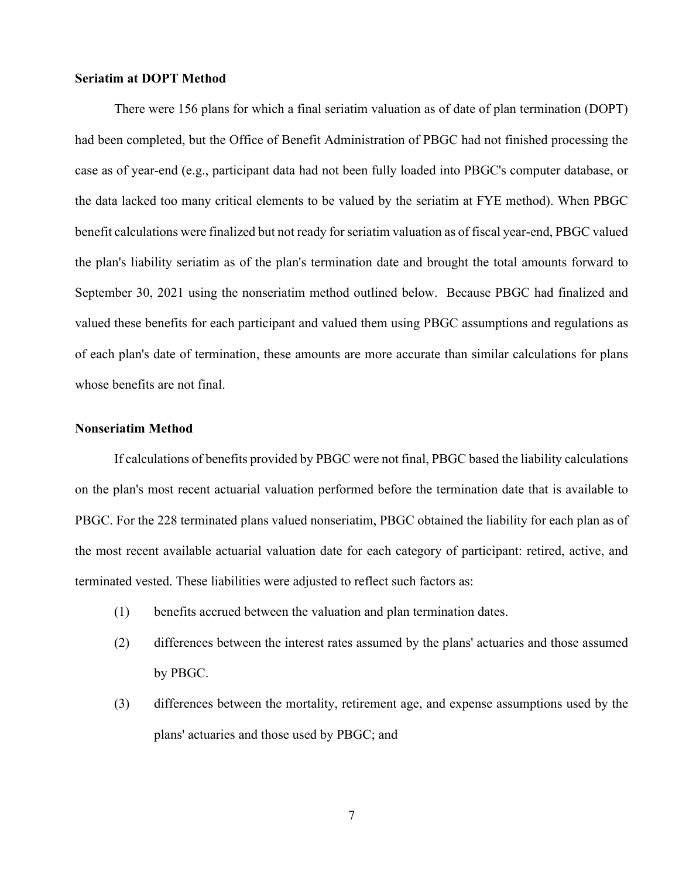**Seriatim at DOPT Method**

There were 156 plans for which a final seriatim valuation as of date of plan termination (DOPT) had been completed, but the Office of Benefit Administration of PBGC had not finished processing the case as of year-end (e.g., participant data had not been fully loaded into PBGC's computer database, or the data lacked too many critical elements to be valued by the seriatim at FYE method). When PBGC benefit calculations were finalized but not ready for seriatim valuation as of fiscal year-end, PBGC valued the plan's liability seriatim as of the plan's termination date and brought the total amounts forward to September 30, 2021 using the nonseriatim method outlined below. Because PBGC had finalized and valued these benefits for each participant and valued them using PBGC assumptions and regulations as of each plan's date of termination, these amounts are more accurate than similar calculations for plans whose benefits are not final.

**Nonseriatim Method**

If calculations of benefits provided by PBGC were not final, PBGC based the liability calculations on the plan's most recent actuarial valuation performed before the termination date that is available to PBGC. For the 228 terminated plans valued nonseriatim, PBGC obtained the liability for each plan as of the most recent available actuarial valuation date for each category of participant: retired, active, and terminated vested. These liabilities were adjusted to reflect such factors as:

(1) benefits accrued between the valuation and plan termination dates.

(2) differences between the interest rates assumed by the plans' actuaries and those assumed by PBGC.

(3) differences between the mortality, retirement age, and expense assumptions used by the plans' actuaries and those used by PBGC; and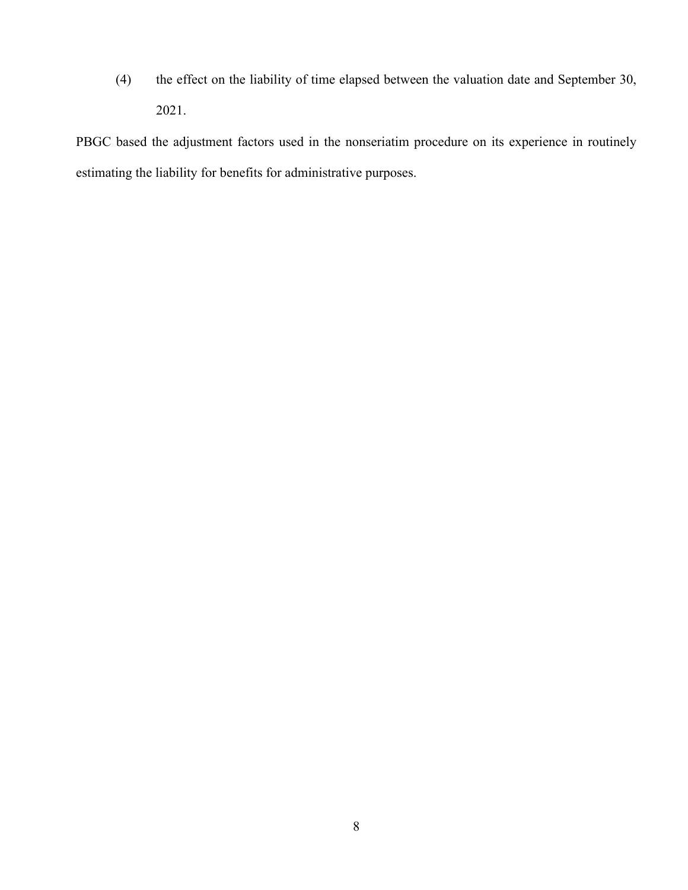(4) the effect on the liability of time elapsed between the valuation date and September 30, 2021.

PBGC based the adjustment factors used in the nonseriatim procedure on its experience in routinely estimating the liability for benefits for administrative purposes.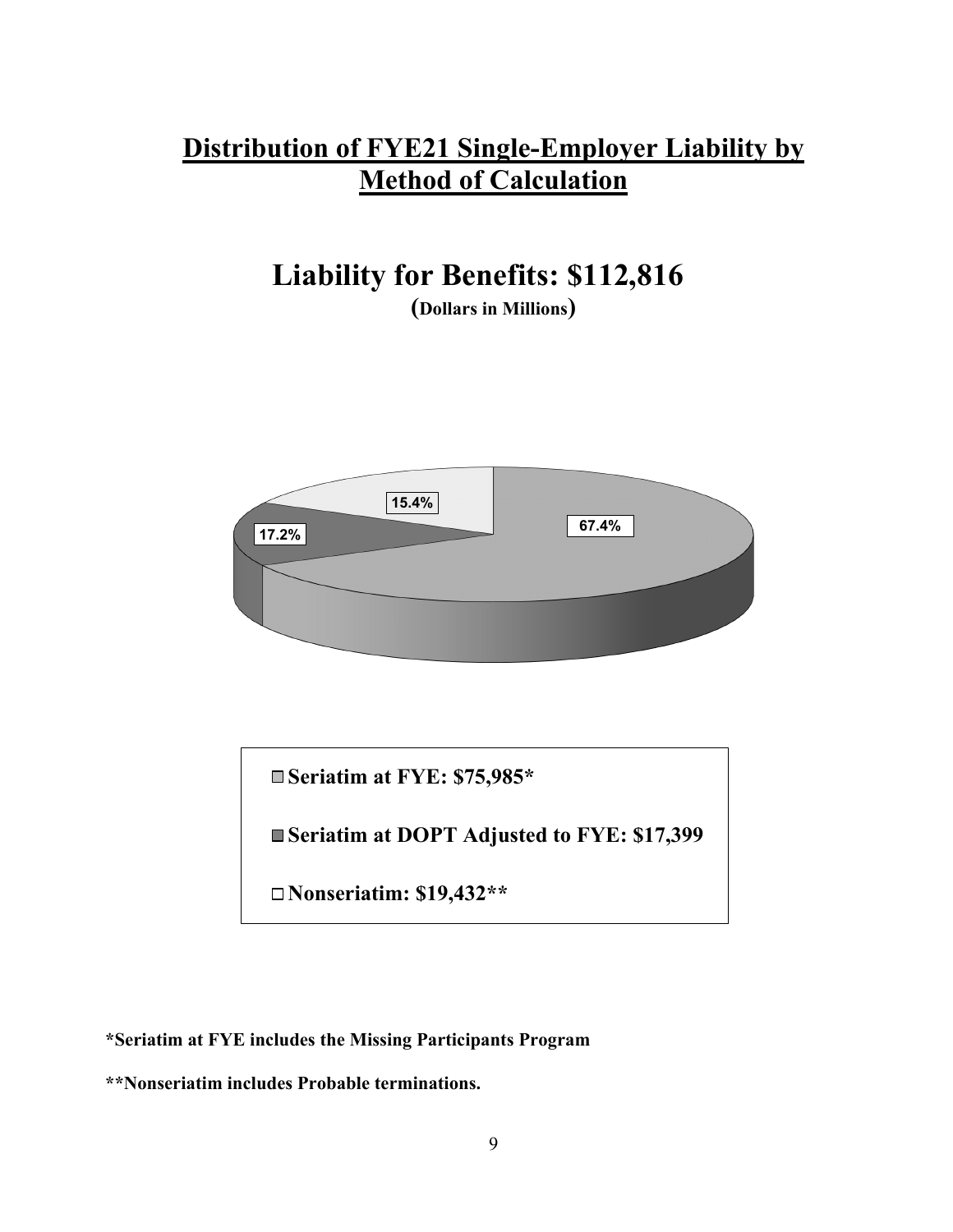# Distribution of FYE21 Single-Employer Liability by Method of Calculation

## Liability for Benefits: $112,816

**(Dollars in Millions)**

15.4%

17.2%

67.4%

- **Seriatim at FYE: $75,985***
- **Seriatim at DOPT Adjusted to FYE: $17,399**
- **Nonseriatim: $19,432****

**\*Seriatim at FYE includes the Missing Participants Program**

**\*\*Nonseriatim includes Probable terminations.**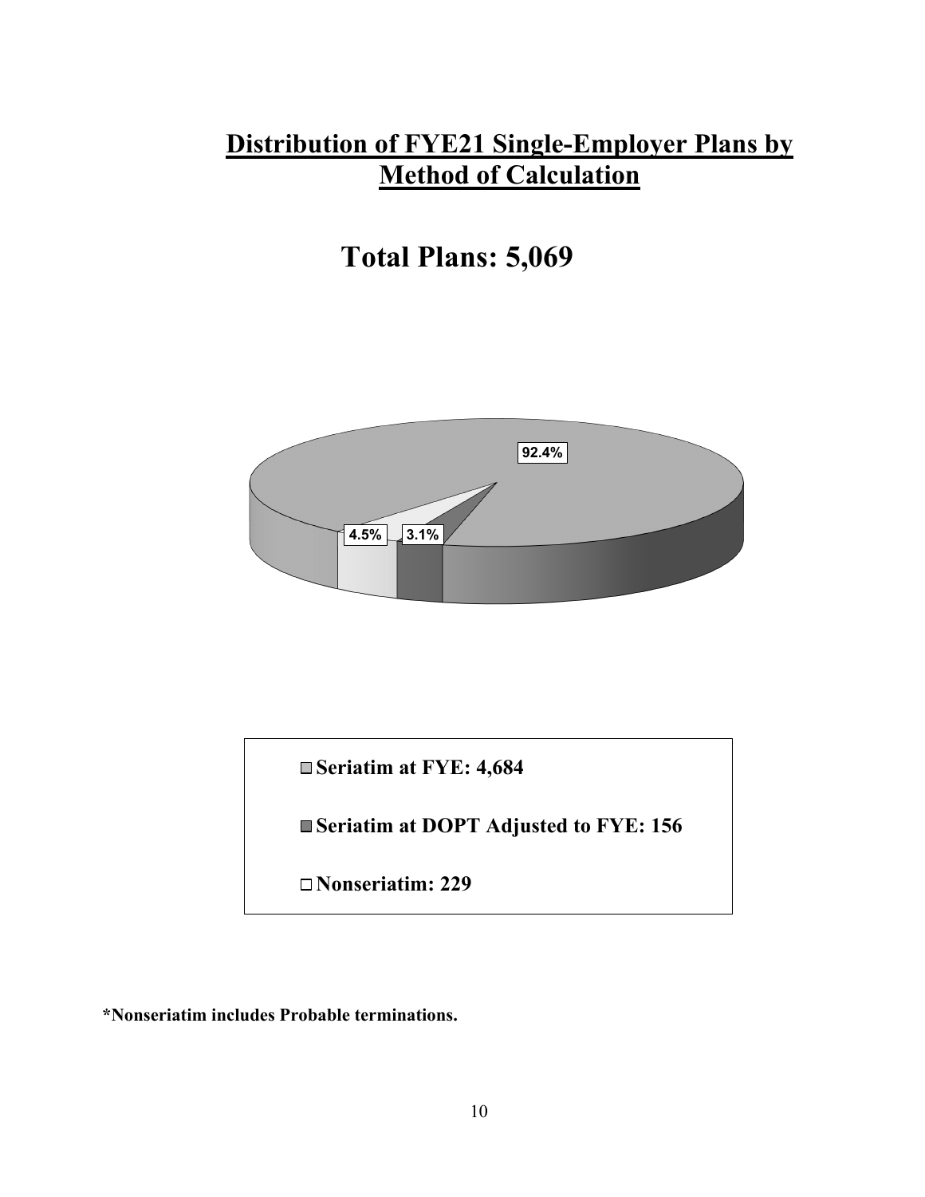# Distribution of FYE21 Single-Employer Plans by Method of Calculation

## Total Plans: 5,069

92.4%

4.5%

3.1%

- Seriatim at FYE: 4,684
- Seriatim at DOPT Adjusted to FYE: 156
- Nonseriatim: 229

**\*Nonseriatim includes Probable terminations.**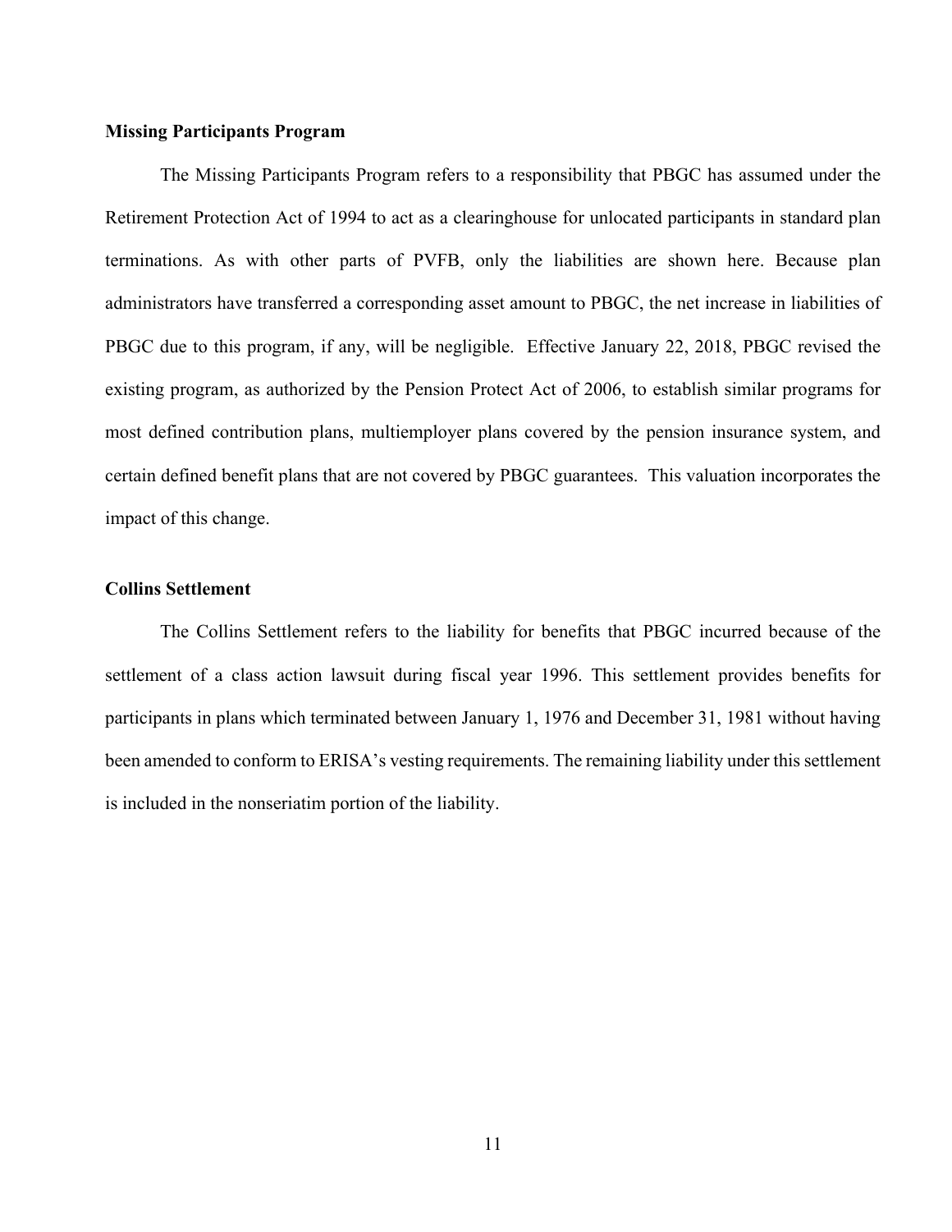**Missing Participants Program**

The Missing Participants Program refers to a responsibility that PBGC has assumed under the Retirement Protection Act of 1994 to act as a clearinghouse for unlocated participants in standard plan terminations. As with other parts of PVFB, only the liabilities are shown here. Because plan administrators have transferred a corresponding asset amount to PBGC, the net increase in liabilities of PBGC due to this program, if any, will be negligible. Effective January 22, 2018, PBGC revised the existing program, as authorized by the Pension Protect Act of 2006, to establish similar programs for most defined contribution plans, multiemployer plans covered by the pension insurance system, and certain defined benefit plans that are not covered by PBGC guarantees. This valuation incorporates the impact of this change.

**Collins Settlement**

The Collins Settlement refers to the liability for benefits that PBGC incurred because of the settlement of a class action lawsuit during fiscal year 1996. This settlement provides benefits for participants in plans which terminated between January 1, 1976 and December 31, 1981 without having been amended to conform to ERISA's vesting requirements. The remaining liability under this settlement is included in the nonseriatim portion of the liability.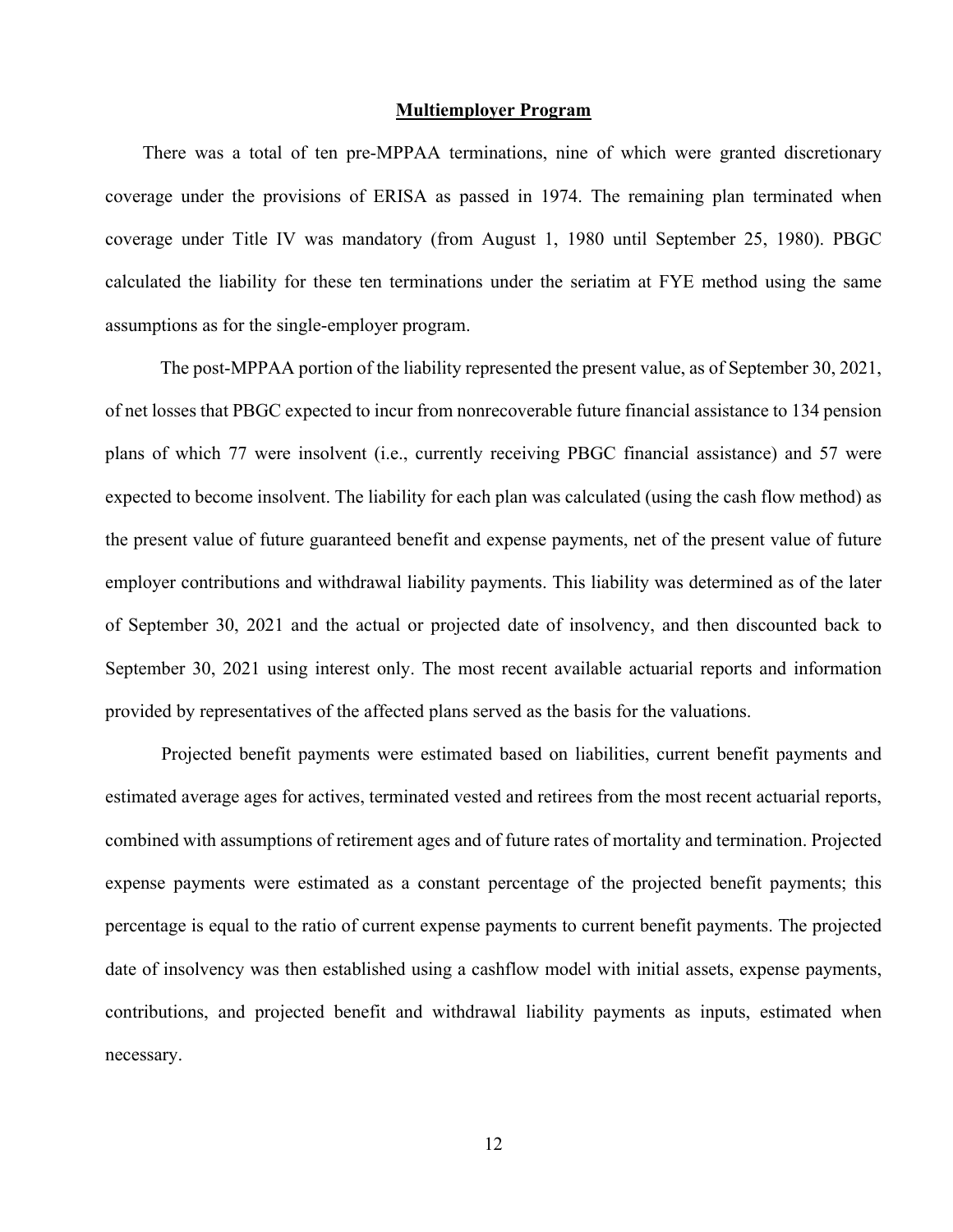## Multiemployer Program

There was a total of ten pre-MPPAA terminations, nine of which were granted discretionary coverage under the provisions of ERISA as passed in 1974. The remaining plan terminated when coverage under Title IV was mandatory (from August 1, 1980 until September 25, 1980). PBGC calculated the liability for these ten terminations under the seriatim at FYE method using the same assumptions as for the single-employer program.

The post-MPPAA portion of the liability represented the present value, as of September 30, 2021, of net losses that PBGC expected to incur from nonrecoverable future financial assistance to 134 pension plans of which 77 were insolvent (i.e., currently receiving PBGC financial assistance) and 57 were expected to become insolvent. The liability for each plan was calculated (using the cash flow method) as the present value of future guaranteed benefit and expense payments, net of the present value of future employer contributions and withdrawal liability payments. This liability was determined as of the later of September 30, 2021 and the actual or projected date of insolvency, and then discounted back to September 30, 2021 using interest only. The most recent available actuarial reports and information provided by representatives of the affected plans served as the basis for the valuations.

Projected benefit payments were estimated based on liabilities, current benefit payments and estimated average ages for actives, terminated vested and retirees from the most recent actuarial reports, combined with assumptions of retirement ages and of future rates of mortality and termination. Projected expense payments were estimated as a constant percentage of the projected benefit payments; this percentage is equal to the ratio of current expense payments to current benefit payments. The projected date of insolvency was then established using a cashflow model with initial assets, expense payments, contributions, and projected benefit and withdrawal liability payments as inputs, estimated when necessary.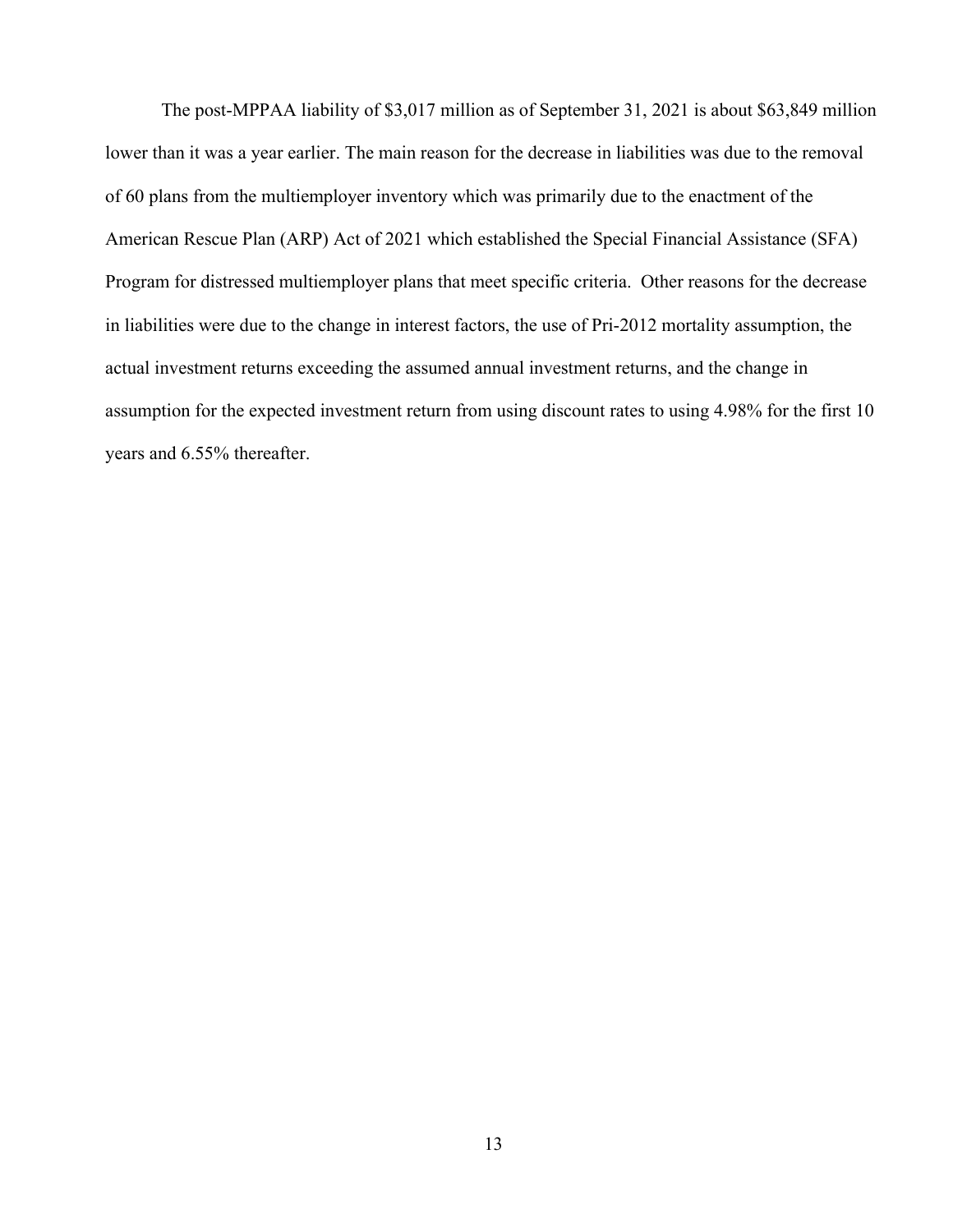The post-MPPAA liability of $3,017 million as of September 31, 2021 is about $63,849 million lower than it was a year earlier. The main reason for the decrease in liabilities was due to the removal of 60 plans from the multiemployer inventory which was primarily due to the enactment of the American Rescue Plan (ARP) Act of 2021 which established the Special Financial Assistance (SFA) Program for distressed multiemployer plans that meet specific criteria. Other reasons for the decrease in liabilities were due to the change in interest factors, the use of Pri-2012 mortality assumption, the actual investment returns exceeding the assumed annual investment returns, and the change in assumption for the expected investment return from using discount rates to using 4.98% for the first 10 years and 6.55% thereafter.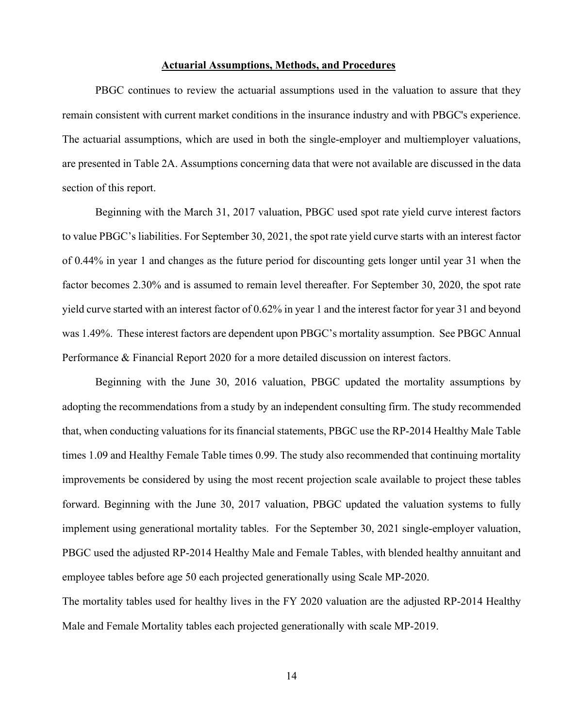## Actuarial Assumptions, Methods, and Procedures

PBGC continues to review the actuarial assumptions used in the valuation to assure that they remain consistent with current market conditions in the insurance industry and with PBGC's experience. The actuarial assumptions, which are used in both the single-employer and multiemployer valuations, are presented in Table 2A. Assumptions concerning data that were not available are discussed in the data section of this report.

Beginning with the March 31, 2017 valuation, PBGC used spot rate yield curve interest factors to value PBGC's liabilities. For September 30, 2021, the spot rate yield curve starts with an interest factor of 0.44% in year 1 and changes as the future period for discounting gets longer until year 31 when the factor becomes 2.30% and is assumed to remain level thereafter. For September 30, 2020, the spot rate yield curve started with an interest factor of 0.62% in year 1 and the interest factor for year 31 and beyond was 1.49%. These interest factors are dependent upon PBGC's mortality assumption. See PBGC Annual Performance & Financial Report 2020 for a more detailed discussion on interest factors.

Beginning with the June 30, 2016 valuation, PBGC updated the mortality assumptions by adopting the recommendations from a study by an independent consulting firm. The study recommended that, when conducting valuations for its financial statements, PBGC use the RP-2014 Healthy Male Table times 1.09 and Healthy Female Table times 0.99. The study also recommended that continuing mortality improvements be considered by using the most recent projection scale available to project these tables forward. Beginning with the June 30, 2017 valuation, PBGC updated the valuation systems to fully implement using generational mortality tables. For the September 30, 2021 single-employer valuation, PBGC used the adjusted RP-2014 Healthy Male and Female Tables, with blended healthy annuitant and employee tables before age 50 each projected generationally using Scale MP-2020.

The mortality tables used for healthy lives in the FY 2020 valuation are the adjusted RP-2014 Healthy Male and Female Mortality tables each projected generationally with scale MP-2019.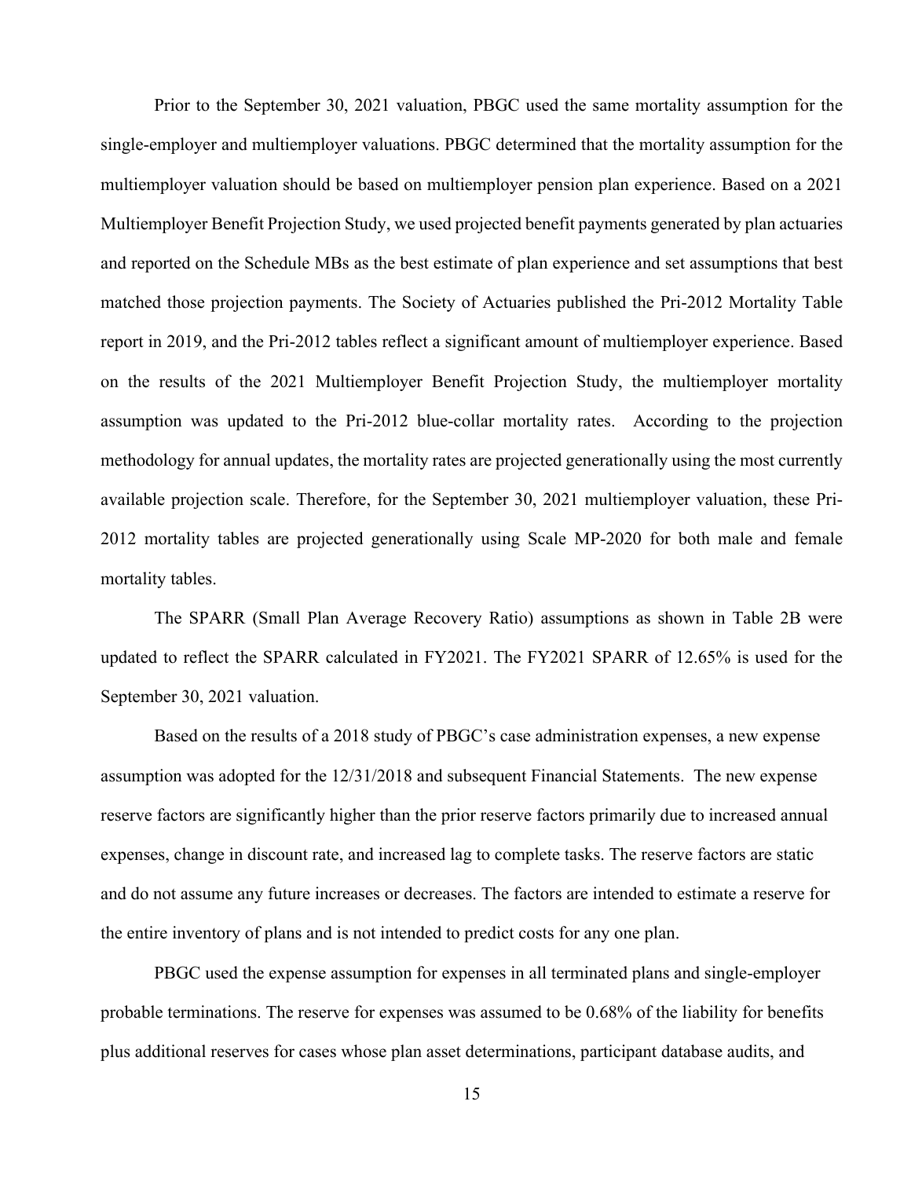Prior to the September 30, 2021 valuation, PBGC used the same mortality assumption for the single-employer and multiemployer valuations. PBGC determined that the mortality assumption for the multiemployer valuation should be based on multiemployer pension plan experience. Based on a 2021 Multiemployer Benefit Projection Study, we used projected benefit payments generated by plan actuaries and reported on the Schedule MBs as the best estimate of plan experience and set assumptions that best matched those projection payments. The Society of Actuaries published the Pri-2012 Mortality Table report in 2019, and the Pri-2012 tables reflect a significant amount of multiemployer experience. Based on the results of the 2021 Multiemployer Benefit Projection Study, the multiemployer mortality assumption was updated to the Pri-2012 blue-collar mortality rates. According to the projection methodology for annual updates, the mortality rates are projected generationally using the most currently available projection scale. Therefore, for the September 30, 2021 multiemployer valuation, these Pri-2012 mortality tables are projected generationally using Scale MP-2020 for both male and female mortality tables.

The SPARR (Small Plan Average Recovery Ratio) assumptions as shown in Table 2B were updated to reflect the SPARR calculated in FY2021. The FY2021 SPARR of 12.65% is used for the September 30, 2021 valuation.

Based on the results of a 2018 study of PBGC's case administration expenses, a new expense assumption was adopted for the 12/31/2018 and subsequent Financial Statements. The new expense reserve factors are significantly higher than the prior reserve factors primarily due to increased annual expenses, change in discount rate, and increased lag to complete tasks. The reserve factors are static and do not assume any future increases or decreases. The factors are intended to estimate a reserve for the entire inventory of plans and is not intended to predict costs for any one plan.

PBGC used the expense assumption for expenses in all terminated plans and single-employer probable terminations. The reserve for expenses was assumed to be 0.68% of the liability for benefits plus additional reserves for cases whose plan asset determinations, participant database audits, and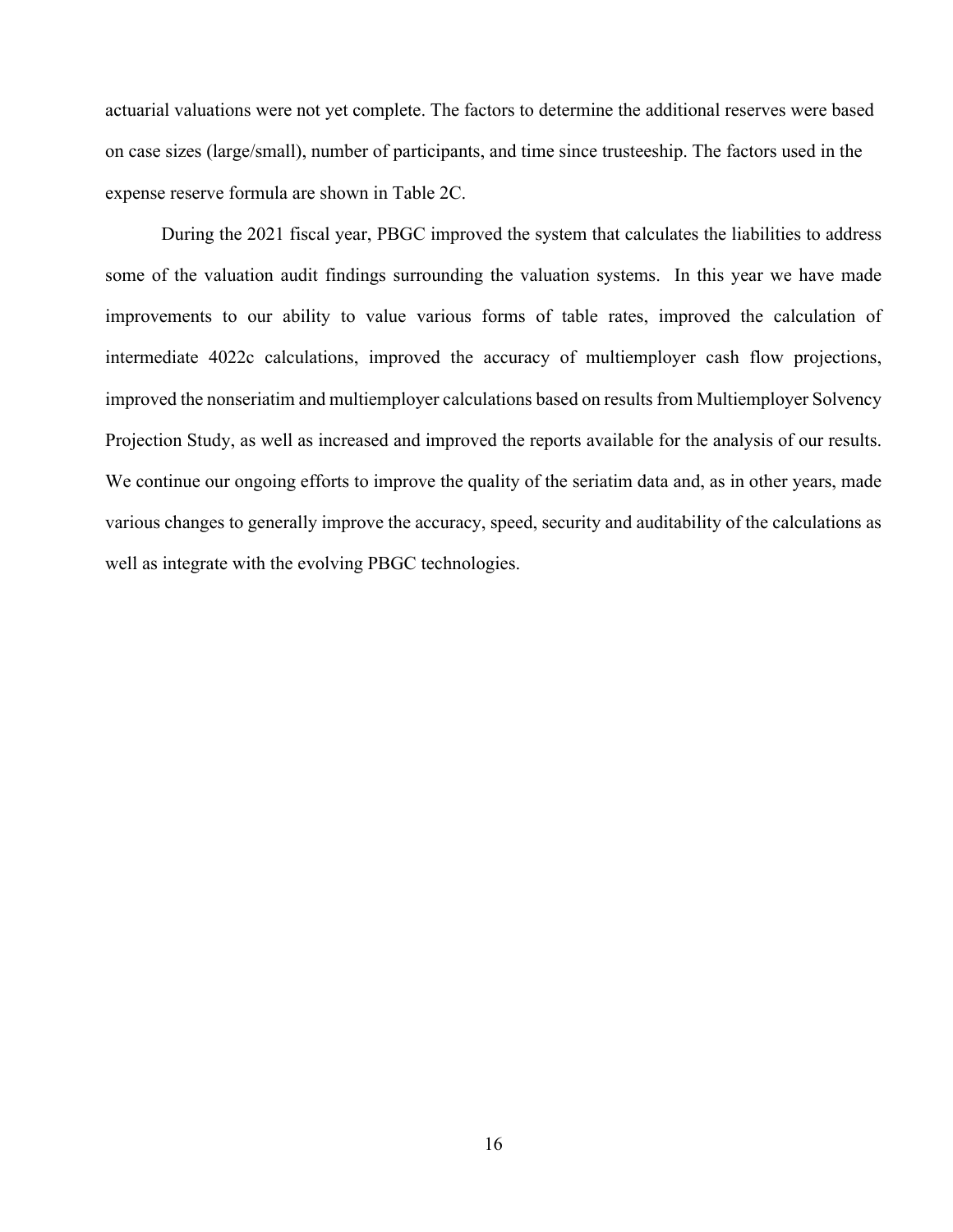actuarial valuations were not yet complete. The factors to determine the additional reserves were based on case sizes (large/small), number of participants, and time since trusteeship. The factors used in the expense reserve formula are shown in Table 2C.

During the 2021 fiscal year, PBGC improved the system that calculates the liabilities to address some of the valuation audit findings surrounding the valuation systems. In this year we have made improvements to our ability to value various forms of table rates, improved the calculation of intermediate 4022c calculations, improved the accuracy of multiemployer cash flow projections, improved the nonseriatim and multiemployer calculations based on results from Multiemployer Solvency Projection Study, as well as increased and improved the reports available for the analysis of our results. We continue our ongoing efforts to improve the quality of the seriatim data and, as in other years, made various changes to generally improve the accuracy, speed, security and auditability of the calculations as well as integrate with the evolving PBGC technologies.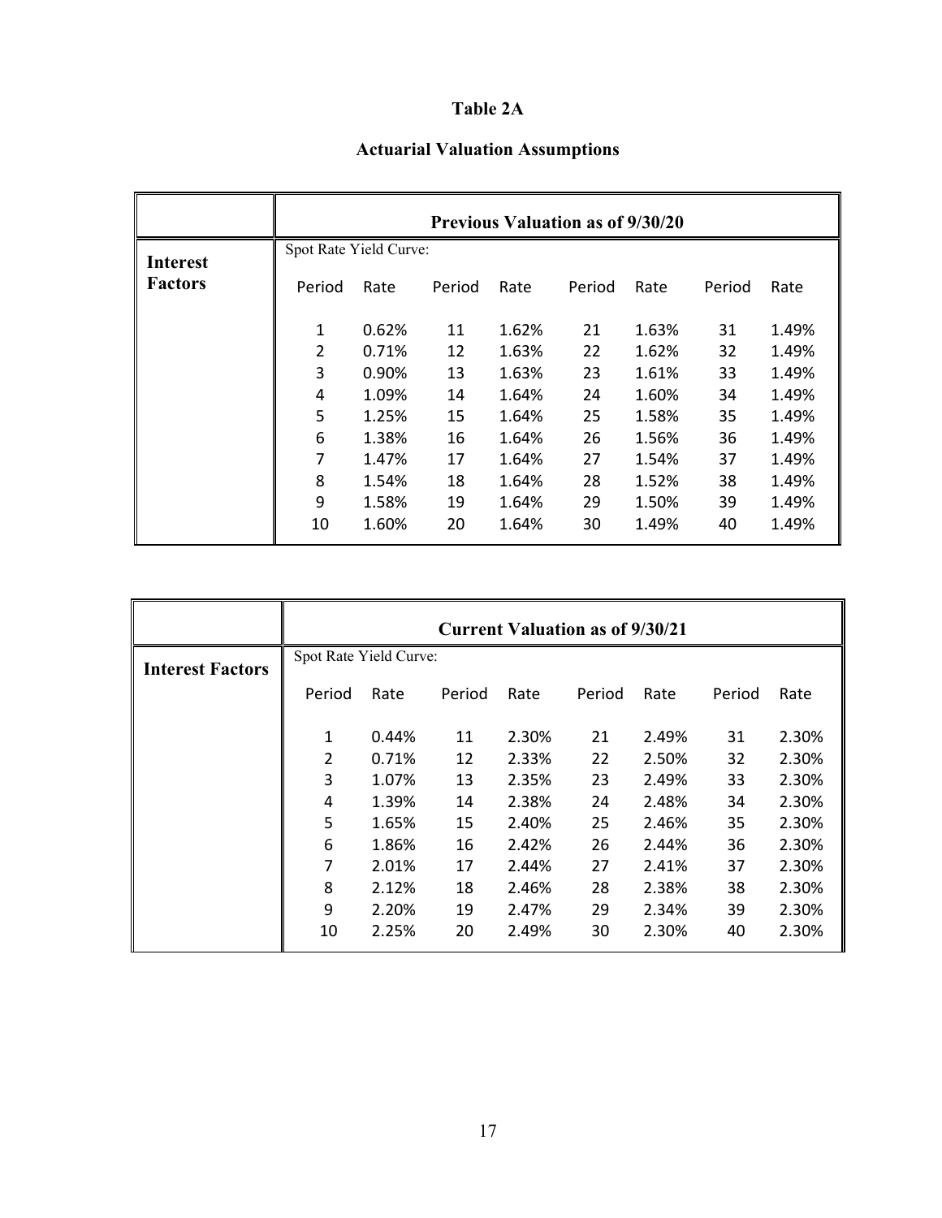# Table 2A

## Actuarial Valuation Assumptions

| | Previous Valuation as of 9/30/20 | | | | | | | |
|---|---|---|---|---|---|---|---|---|
| **Interest Factors** | Spot Rate Yield Curve: | | | | | | | |
| | Period | Rate | Period | Rate | Period | Rate | Period | Rate |
| | 1 | 0.62% | 11 | 1.62% | 21 | 1.63% | 31 | 1.49% |
| | 2 | 0.71% | 12 | 1.63% | 22 | 1.62% | 32 | 1.49% |
| | 3 | 0.90% | 13 | 1.63% | 23 | 1.61% | 33 | 1.49% |
| | 4 | 1.09% | 14 | 1.64% | 24 | 1.60% | 34 | 1.49% |
| | 5 | 1.25% | 15 | 1.64% | 25 | 1.58% | 35 | 1.49% |
| | 6 | 1.38% | 16 | 1.64% | 26 | 1.56% | 36 | 1.49% |
| | 7 | 1.47% | 17 | 1.64% | 27 | 1.54% | 37 | 1.49% |
| | 8 | 1.54% | 18 | 1.64% | 28 | 1.52% | 38 | 1.49% |
| | 9 | 1.58% | 19 | 1.64% | 29 | 1.50% | 39 | 1.49% |
| | 10 | 1.60% | 20 | 1.64% | 30 | 1.49% | 40 | 1.49% |

| | Current Valuation as of 9/30/21 | | | | | | | |
|---|---|---|---|---|---|---|---|---|
| **Interest Factors** | Spot Rate Yield Curve: | | | | | | | |
| | Period | Rate | Period | Rate | Period | Rate | Period | Rate |
| | 1 | 0.44% | 11 | 2.30% | 21 | 2.49% | 31 | 2.30% |
| | 2 | 0.71% | 12 | 2.33% | 22 | 2.50% | 32 | 2.30% |
| | 3 | 1.07% | 13 | 2.35% | 23 | 2.49% | 33 | 2.30% |
| | 4 | 1.39% | 14 | 2.38% | 24 | 2.48% | 34 | 2.30% |
| | 5 | 1.65% | 15 | 2.40% | 25 | 2.46% | 35 | 2.30% |
| | 6 | 1.86% | 16 | 2.42% | 26 | 2.44% | 36 | 2.30% |
| | 7 | 2.01% | 17 | 2.44% | 27 | 2.41% | 37 | 2.30% |
| | 8 | 2.12% | 18 | 2.46% | 28 | 2.38% | 38 | 2.30% |
| | 9 | 2.20% | 19 | 2.47% | 29 | 2.34% | 39 | 2.30% |
| | 10 | 2.25% | 20 | 2.49% | 30 | 2.30% | 40 | 2.30% |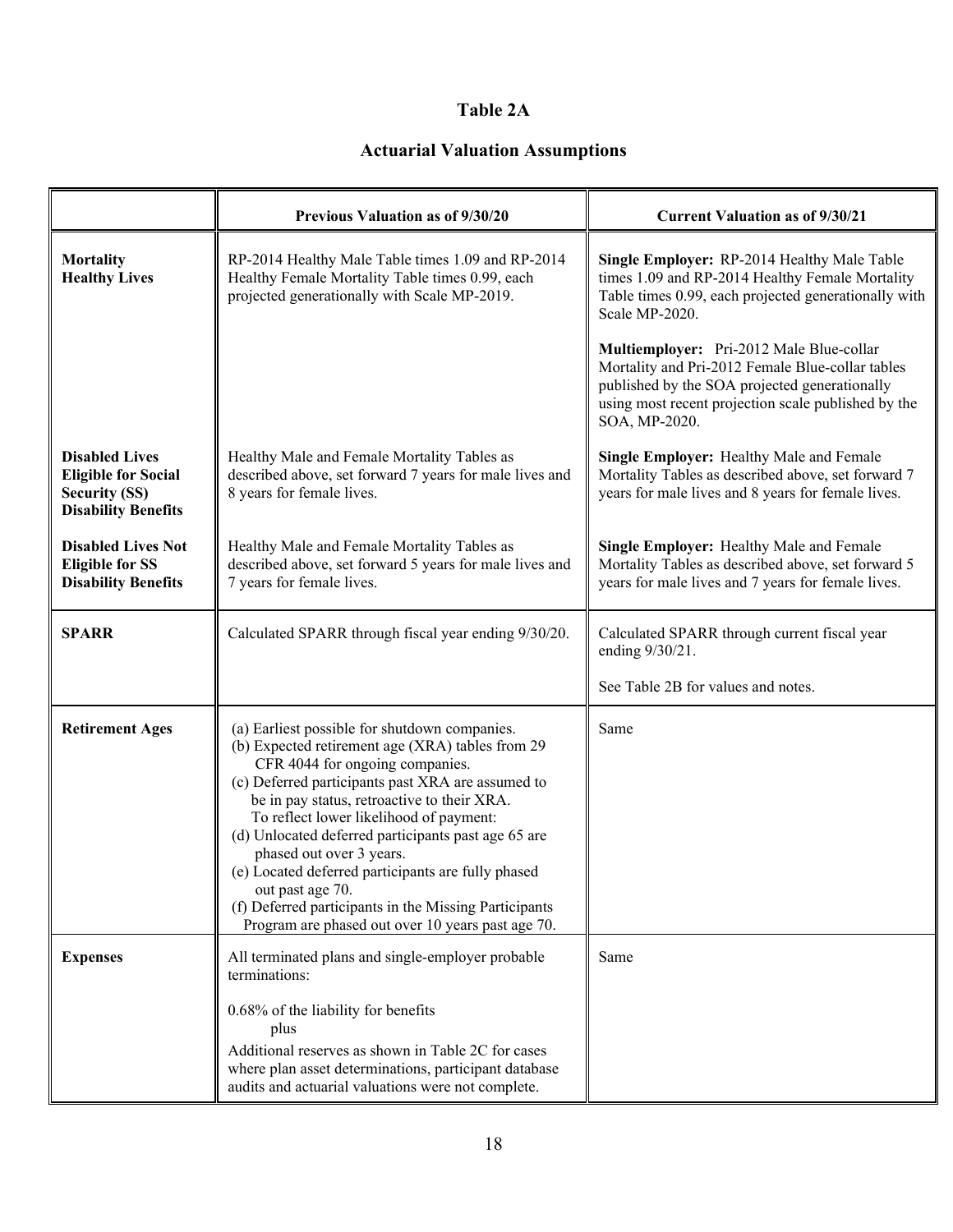# Table 2A

## Actuarial Valuation Assumptions

| | Previous Valuation as of 9/30/20 | Current Valuation as of 9/30/21 |
|---|---|---|
| **Mortality Healthy Lives** | RP-2014 Healthy Male Table times 1.09 and RP-2014 Healthy Female Mortality Table times 0.99, each projected generationally with Scale MP-2019. | **Single Employer:** RP-2014 Healthy Male Table times 1.09 and RP-2014 Healthy Female Mortality Table times 0.99, each projected generationally with Scale MP-2020.<br><br>**Multiemployer:** Pri-2012 Male Blue-collar Mortality and Pri-2012 Female Blue-collar tables published by the SOA projected generationally using most recent projection scale published by the SOA, MP-2020. |
| **Disabled Lives Eligible for Social Security (SS) Disability Benefits** | Healthy Male and Female Mortality Tables as described above, set forward 7 years for male lives and 8 years for female lives. | **Single Employer:** Healthy Male and Female Mortality Tables as described above, set forward 7 years for male lives and 8 years for female lives. |
| **Disabled Lives Not Eligible for SS Disability Benefits** | Healthy Male and Female Mortality Tables as described above, set forward 5 years for male lives and 7 years for female lives. | **Single Employer:** Healthy Male and Female Mortality Tables as described above, set forward 5 years for male lives and 7 years for female lives. |
| **SPARR** | Calculated SPARR through fiscal year ending 9/30/20. | Calculated SPARR through current fiscal year ending 9/30/21.<br><br>See Table 2B for values and notes. |
| **Retirement Ages** | (a) Earliest possible for shutdown companies.<br>(b) Expected retirement age (XRA) tables from 29 CFR 4044 for ongoing companies.<br>(c) Deferred participants past XRA are assumed to be in pay status, retroactive to their XRA.<br>To reflect lower likelihood of payment:<br>(d) Unlocated deferred participants past age 65 are phased out over 3 years.<br>(e) Located deferred participants are fully phased out past age 70.<br>(f) Deferred participants in the Missing Participants Program are phased out over 10 years past age 70. | Same |
| **Expenses** | All terminated plans and single-employer probable terminations:<br><br>0.68% of the liability for benefits<br>plus<br>Additional reserves as shown in Table 2C for cases where plan asset determinations, participant database audits and actuarial valuations were not complete. | Same |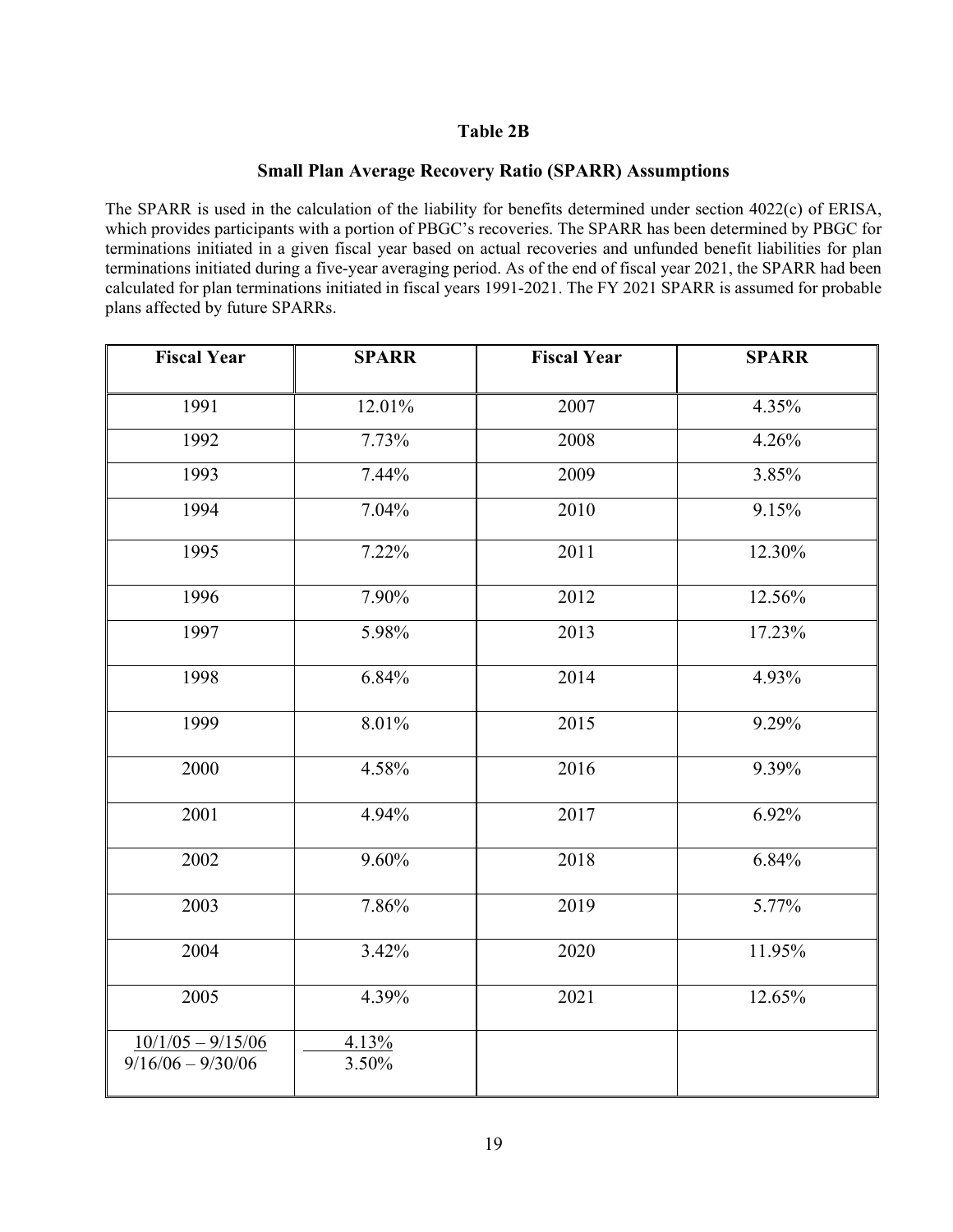### Table 2B

### Small Plan Average Recovery Ratio (SPARR) Assumptions

The SPARR is used in the calculation of the liability for benefits determined under section 4022(c) of ERISA, which provides participants with a portion of PBGC's recoveries. The SPARR has been determined by PBGC for terminations initiated in a given fiscal year based on actual recoveries and unfunded benefit liabilities for plan terminations initiated during a five-year averaging period. As of the end of fiscal year 2021, the SPARR had been calculated for plan terminations initiated in fiscal years 1991-2021. The FY 2021 SPARR is assumed for probable plans affected by future SPARRs.

| Fiscal Year | SPARR | Fiscal Year | SPARR |
|---|---|---|---|
| 1991 | 12.01% | 2007 | 4.35% |
| 1992 | 7.73% | 2008 | 4.26% |
| 1993 | 7.44% | 2009 | 3.85% |
| 1994 | 7.04% | 2010 | 9.15% |
| 1995 | 7.22% | 2011 | 12.30% |
| 1996 | 7.90% | 2012 | 12.56% |
| 1997 | 5.98% | 2013 | 17.23% |
| 1998 | 6.84% | 2014 | 4.93% |
| 1999 | 8.01% | 2015 | 9.29% |
| 2000 | 4.58% | 2016 | 9.39% |
| 2001 | 4.94% | 2017 | 6.92% |
| 2002 | 9.60% | 2018 | 6.84% |
| 2003 | 7.86% | 2019 | 5.77% |
| 2004 | 3.42% | 2020 | 11.95% |
| 2005 | 4.39% | 2021 | 12.65% |
| 10/1/05 – 9/15/06<br>9/16/06 – 9/30/06 | 4.13%<br>3.50% | | |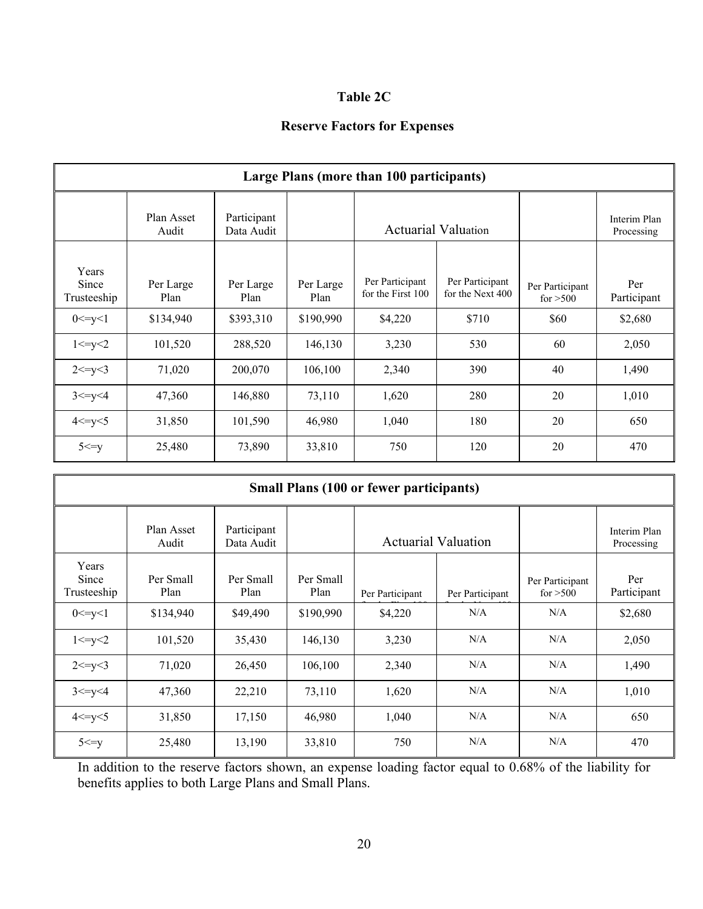# Table 2C

## Reserve Factors for Expenses

| Large Plans (more than 100 participants) | | | | | | | |
|---|---|---|---|---|---|---|---|
| | Plan Asset Audit | Participant Data Audit | Actuarial Valuation | | | | Interim Plan Processing |
| Years Since Trusteeship | Per Large Plan | Per Large Plan | Per Large Plan | Per Participant for the First 100 | Per Participant for the Next 400 | Per Participant for >500 | Per Participant |
| 0<=y<1 | $134,940 | $393,310 | $190,990 | $4,220 | $710 | $60 | $2,680 |
| 1<=y<2 | 101,520 | 288,520 | 146,130 | 3,230 | 530 | 60 | 2,050 |
| 2<=y<3 | 71,020 | 200,070 | 106,100 | 2,340 | 390 | 40 | 1,490 |
| 3<=y<4 | 47,360 | 146,880 | 73,110 | 1,620 | 280 | 20 | 1,010 |
| 4<=y<5 | 31,850 | 101,590 | 46,980 | 1,040 | 180 | 20 | 650 |
| 5<=y | 25,480 | 73,890 | 33,810 | 750 | 120 | 20 | 470 |

| Small Plans (100 or fewer participants) | | | | | | | |
|---|---|---|---|---|---|---|---|
| | Plan Asset Audit | Participant Data Audit | Actuarial Valuation | | | | Interim Plan Processing |
| Years Since Trusteeship | Per Small Plan | Per Small Plan | Per Small Plan | Per Participant for the First 100 | Per Participant for the Next 400 | Per Participant for >500 | Per Participant |
| 0<=y<1 | $134,940 | $49,490 | $190,990 | $4,220 | N/A | N/A | $2,680 |
| 1<=y<2 | 101,520 | 35,430 | 146,130 | 3,230 | N/A | N/A | 2,050 |
| 2<=y<3 | 71,020 | 26,450 | 106,100 | 2,340 | N/A | N/A | 1,490 |
| 3<=y<4 | 47,360 | 22,210 | 73,110 | 1,620 | N/A | N/A | 1,010 |
| 4<=y<5 | 31,850 | 17,150 | 46,980 | 1,040 | N/A | N/A | 650 |
| 5<=y | 25,480 | 13,190 | 33,810 | 750 | N/A | N/A | 470 |

In addition to the reserve factors shown, an expense loading factor equal to 0.68% of the liability for benefits applies to both Large Plans and Small Plans.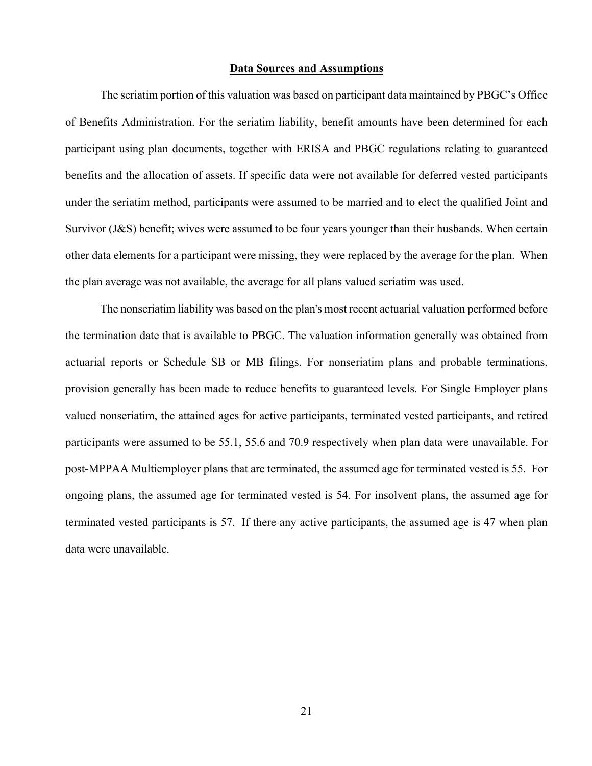## Data Sources and Assumptions

The seriatim portion of this valuation was based on participant data maintained by PBGC's Office of Benefits Administration. For the seriatim liability, benefit amounts have been determined for each participant using plan documents, together with ERISA and PBGC regulations relating to guaranteed benefits and the allocation of assets. If specific data were not available for deferred vested participants under the seriatim method, participants were assumed to be married and to elect the qualified Joint and Survivor (J&S) benefit; wives were assumed to be four years younger than their husbands. When certain other data elements for a participant were missing, they were replaced by the average for the plan. When the plan average was not available, the average for all plans valued seriatim was used.

The nonseriatim liability was based on the plan's most recent actuarial valuation performed before the termination date that is available to PBGC. The valuation information generally was obtained from actuarial reports or Schedule SB or MB filings. For nonseriatim plans and probable terminations, provision generally has been made to reduce benefits to guaranteed levels. For Single Employer plans valued nonseriatim, the attained ages for active participants, terminated vested participants, and retired participants were assumed to be 55.1, 55.6 and 70.9 respectively when plan data were unavailable. For post-MPPAA Multiemployer plans that are terminated, the assumed age for terminated vested is 55. For ongoing plans, the assumed age for terminated vested is 54. For insolvent plans, the assumed age for terminated vested participants is 57. If there any active participants, the assumed age is 47 when plan data were unavailable.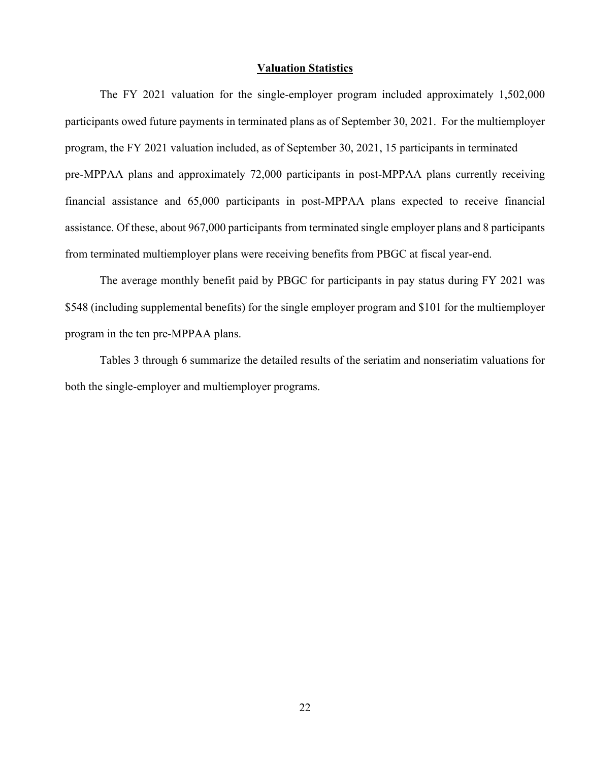## Valuation Statistics

The FY 2021 valuation for the single-employer program included approximately 1,502,000 participants owed future payments in terminated plans as of September 30, 2021. For the multiemployer program, the FY 2021 valuation included, as of September 30, 2021, 15 participants in terminated pre-MPPAA plans and approximately 72,000 participants in post-MPPAA plans currently receiving financial assistance and 65,000 participants in post-MPPAA plans expected to receive financial assistance. Of these, about 967,000 participants from terminated single employer plans and 8 participants from terminated multiemployer plans were receiving benefits from PBGC at fiscal year-end.

The average monthly benefit paid by PBGC for participants in pay status during FY 2021 was $548 (including supplemental benefits) for the single employer program and $101 for the multiemployer program in the ten pre-MPPAA plans.

Tables 3 through 6 summarize the detailed results of the seriatim and nonseriatim valuations for both the single-employer and multiemployer programs.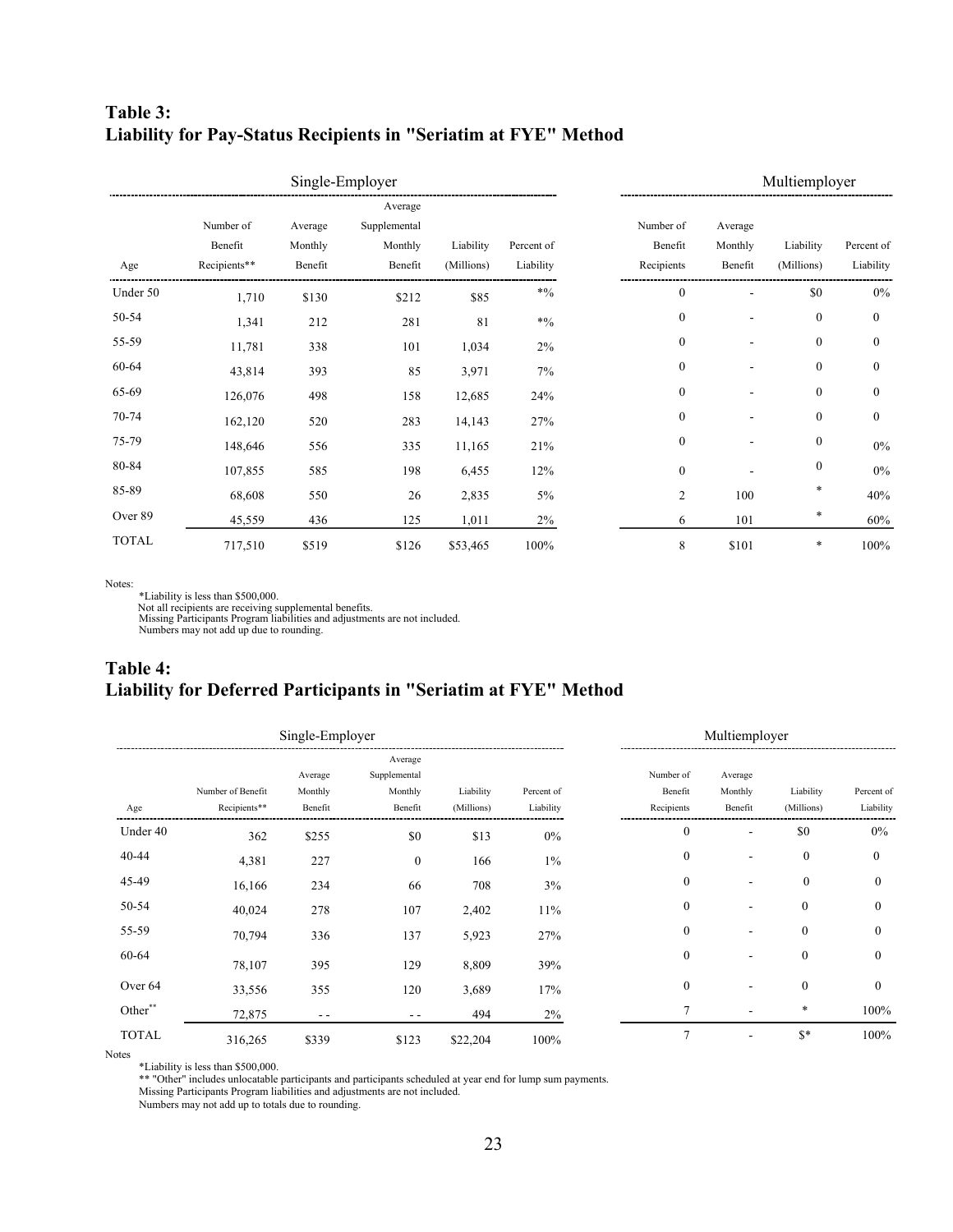## Table 3:
## Liability for Pay-Status Recipients in "Seriatim at FYE" Method

| | Single-Employer | | | | | Multiemployer | | | |
|---|---|---|---|---|---|---|---|---|---|
| Age | Number of Benefit Recipients** | Average Monthly Benefit | Average Supplemental Monthly Benefit | Liability (Millions) | Percent of Liability | Number of Benefit Recipients | Average Monthly Benefit | Liability (Millions) | Percent of Liability |
| Under 50 | 1,710 | $130 | $212 | $85 | *% | 0 | - | $0 | 0% |
| 50-54 | 1,341 | 212 | 281 | 81 | *% | 0 | - | 0 | 0 |
| 55-59 | 11,781 | 338 | 101 | 1,034 | 2% | 0 | - | 0 | 0 |
| 60-64 | 43,814 | 393 | 85 | 3,971 | 7% | 0 | - | 0 | 0 |
| 65-69 | 126,076 | 498 | 158 | 12,685 | 24% | 0 | - | 0 | 0 |
| 70-74 | 162,120 | 520 | 283 | 14,143 | 27% | 0 | - | 0 | 0 |
| 75-79 | 148,646 | 556 | 335 | 11,165 | 21% | 0 | - | 0 | 0% |
| 80-84 | 107,855 | 585 | 198 | 6,455 | 12% | 0 | - | 0 | 0% |
| 85-89 | 68,608 | 550 | 26 | 2,835 | 5% | 2 | 100 | * | 40% |
| Over 89 | 45,559 | 436 | 125 | 1,011 | 2% | 6 | 101 | * | 60% |
| TOTAL | 717,510 | $519 | $126 | $53,465 | 100% | 8 | $101 | * | 100% |

Notes:
*Liability is less than $500,000.
Not all recipients are receiving supplemental benefits.
Missing Participants Program liabilities and adjustments are not included.
Numbers may not add up due to rounding.

## Table 4:
## Liability for Deferred Participants in "Seriatim at FYE" Method

| | Single-Employer | | | | | Multiemployer | | | |
|---|---|---|---|---|---|---|---|---|---|
| Age | Number of Benefit Recipients** | Average Monthly Benefit | Average Supplemental Monthly Benefit | Liability (Millions) | Percent of Liability | Number of Benefit Recipients | Average Monthly Benefit | Liability (Millions) | Percent of Liability |
| Under 40 | 362 | $255 | $0 | $13 | 0% | 0 | - | $0 | 0% |
| 40-44 | 4,381 | 227 | 0 | 166 | 1% | 0 | - | 0 | 0 |
| 45-49 | 16,166 | 234 | 66 | 708 | 3% | 0 | - | 0 | 0 |
| 50-54 | 40,024 | 278 | 107 | 2,402 | 11% | 0 | - | 0 | 0 |
| 55-59 | 70,794 | 336 | 137 | 5,923 | 27% | 0 | - | 0 | 0 |
| 60-64 | 78,107 | 395 | 129 | 8,809 | 39% | 0 | - | 0 | 0 |
| Over 64 | 33,556 | 355 | 120 | 3,689 | 17% | 0 | - | 0 | 0 |
| Other** | 72,875 | - - | - - | 494 | 2% | 7 | - | * | 100% |
| TOTAL | 316,265 | $339 | $123 | $22,204 | 100% | 7 | - | $* | 100% |

Notes
*Liability is less than $500,000.
** "Other" includes unlocatable participants and participants scheduled at year end for lump sum payments.
Missing Participants Program liabilities and adjustments are not included.
Numbers may not add up to totals due to rounding.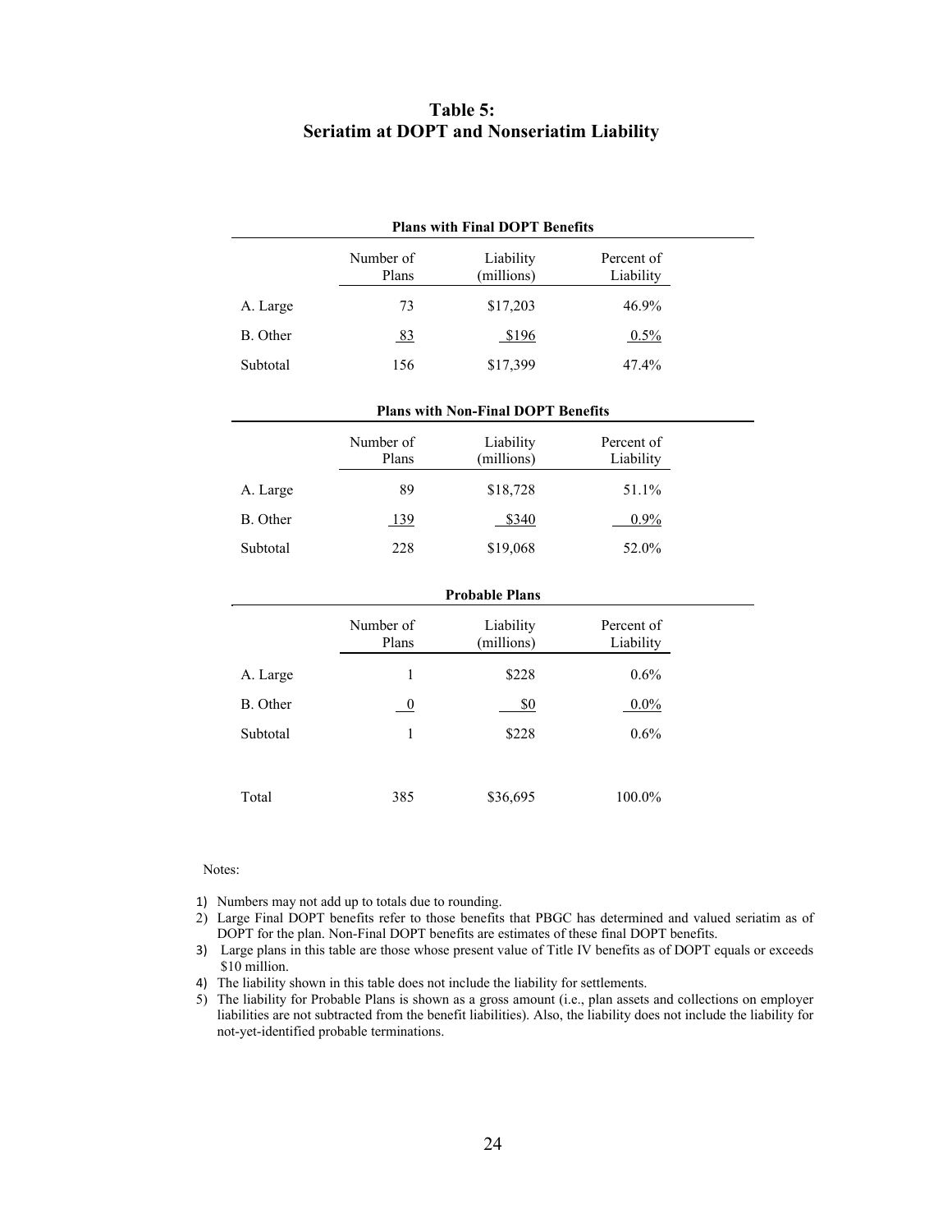# Table 5:
# Seriatim at DOPT and Nonseriatim Liability

**Plans with Final DOPT Benefits**

| | Number of Plans | Liability (millions) | Percent of Liability |
|---|---|---|---|
| A. Large | 73 | $17,203 | 46.9% |
| B. Other | 83 | $196 | 0.5% |
| Subtotal | 156 | $17,399 | 47.4% |

**Plans with Non-Final DOPT Benefits**

| | Number of Plans | Liability (millions) | Percent of Liability |
|---|---|---|---|
| A. Large | 89 | $18,728 | 51.1% |
| B. Other | 139 | $340 | 0.9% |
| Subtotal | 228 | $19,068 | 52.0% |

**Probable Plans**

| | Number of Plans | Liability (millions) | Percent of Liability |
|---|---|---|---|
| A. Large | 1 | $228 | 0.6% |
| B. Other | 0 | $0 | 0.0% |
| Subtotal | 1 | $228 | 0.6% |
| | | | |
| Total | 385 | $36,695 | 100.0% |

Notes:

1) Numbers may not add up to totals due to rounding.
2) Large Final DOPT benefits refer to those benefits that PBGC has determined and valued seriatim as of DOPT for the plan. Non-Final DOPT benefits are estimates of these final DOPT benefits.
3) Large plans in this table are those whose present value of Title IV benefits as of DOPT equals or exceeds $10 million.
4) The liability shown in this table does not include the liability for settlements.
5) The liability for Probable Plans is shown as a gross amount (i.e., plan assets and collections on employer liabilities are not subtracted from the benefit liabilities). Also, the liability does not include the liability for not-yet-identified probable terminations.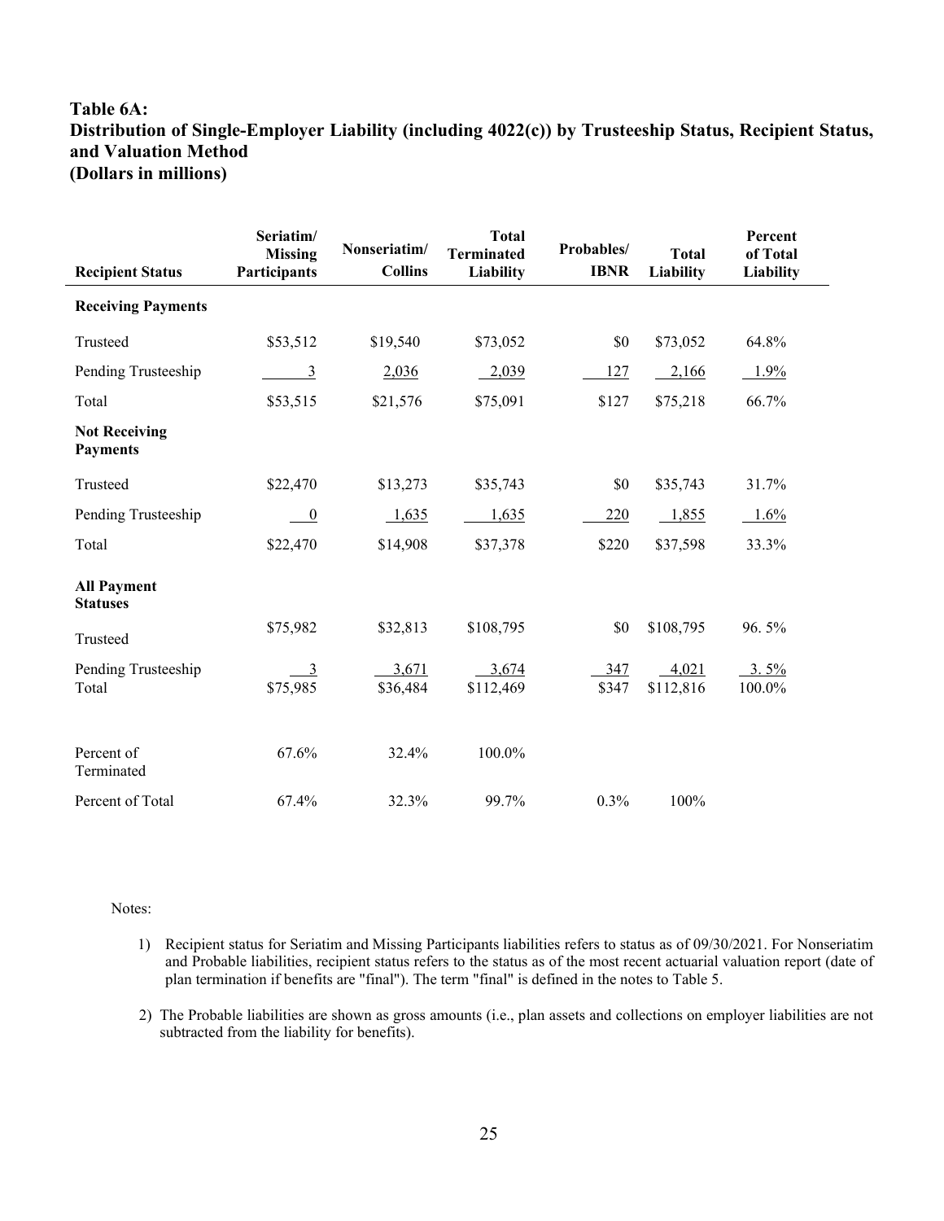### Table 6A:
### Distribution of Single-Employer Liability (including 4022(c)) by Trusteeship Status, Recipient Status, and Valuation Method
### (Dollars in millions)

| Recipient Status | Seriatim/ Missing Participants | Nonseriatim/ Collins | Total Terminated Liability | Probables/ IBNR | Total Liability | Percent of Total Liability |
|---|---|---|---|---|---|---|
| **Receiving Payments** | | | | | | |
| Trusteed | $53,512 | $19,540 | $73,052 | $0 | $73,052 | 64.8% |
| Pending Trusteeship | 3 | 2,036 | 2,039 | 127 | 2,166 | 1.9% |
| Total | $53,515 | $21,576 | $75,091 | $127 | $75,218 | 66.7% |
| **Not Receiving Payments** | | | | | | |
| Trusteed | $22,470 | $13,273 | $35,743 | $0 | $35,743 | 31.7% |
| Pending Trusteeship | 0 | 1,635 | 1,635 | 220 | 1,855 | 1.6% |
| Total | $22,470 | $14,908 | $37,378 | $220 | $37,598 | 33.3% |
| **All Payment Statuses** | | | | | | |
| Trusteed | $75,982 | $32,813 | $108,795 | $0 | $108,795 | 96. 5% |
| Pending Trusteeship | 3 | 3,671 | 3,674 | 347 | 4,021 | 3. 5% |
| Total | $75,985 | $36,484 | $112,469 | $347 | $112,816 | 100.0% |
| Percent of Terminated | 67.6% | 32.4% | 100.0% | | | |
| Percent of Total | 67.4% | 32.3% | 99.7% | 0.3% | 100% | |

Notes:

1) Recipient status for Seriatim and Missing Participants liabilities refers to status as of 09/30/2021. For Nonseriatim and Probable liabilities, recipient status refers to the status as of the most recent actuarial valuation report (date of plan termination if benefits are "final"). The term "final" is defined in the notes to Table 5.

2) The Probable liabilities are shown as gross amounts (i.e., plan assets and collections on employer liabilities are not subtracted from the liability for benefits).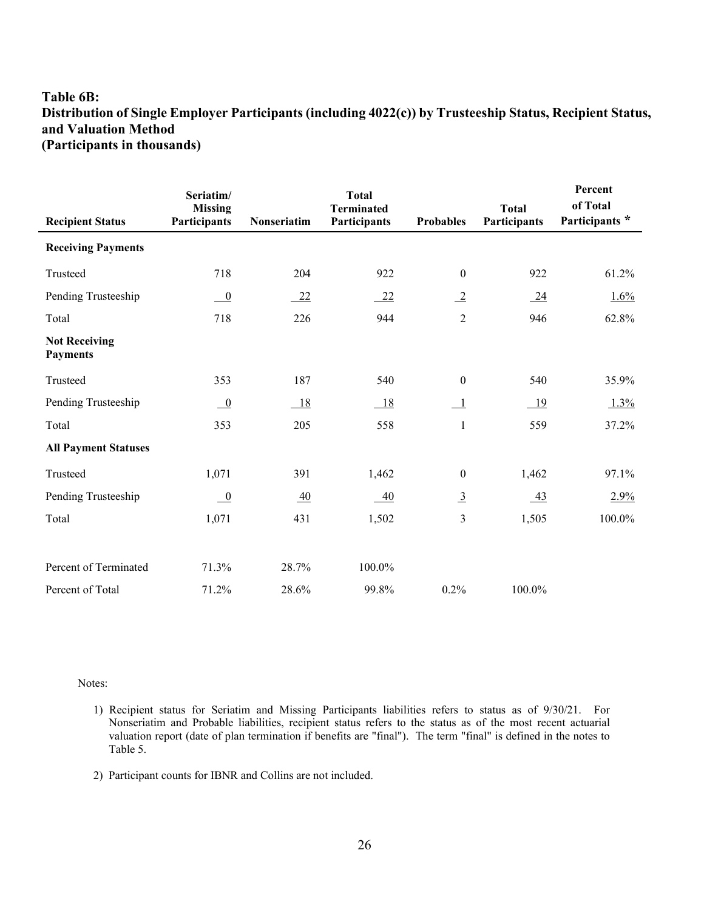**Table 6B:**
**Distribution of Single Employer Participants (including 4022(c)) by Trusteeship Status, Recipient Status, and Valuation Method**
**(Participants in thousands)**

| Recipient Status | Seriatim/ Missing Participants | Nonseriatim | Total Terminated Participants | Probables | Total Participants | Percent of Total Participants * |
|---|---|---|---|---|---|---|
| **Receiving Payments** | | | | | | |
| Trusteed | 718 | 204 | 922 | 0 | 922 | 61.2% |
| Pending Trusteeship | 0 | 22 | 22 | 2 | 24 | 1.6% |
| Total | 718 | 226 | 944 | 2 | 946 | 62.8% |
| **Not Receiving Payments** | | | | | | |
| Trusteed | 353 | 187 | 540 | 0 | 540 | 35.9% |
| Pending Trusteeship | 0 | 18 | 18 | 1 | 19 | 1.3% |
| Total | 353 | 205 | 558 | 1 | 559 | 37.2% |
| **All Payment Statuses** | | | | | | |
| Trusteed | 1,071 | 391 | 1,462 | 0 | 1,462 | 97.1% |
| Pending Trusteeship | 0 | 40 | 40 | 3 | 43 | 2.9% |
| Total | 1,071 | 431 | 1,502 | 3 | 1,505 | 100.0% |
| Percent of Terminated | 71.3% | 28.7% | 100.0% | | | |
| Percent of Total | 71.2% | 28.6% | 99.8% | 0.2% | 100.0% | |

Notes:

1) Recipient status for Seriatim and Missing Participants liabilities refers to status as of 9/30/21. For Nonseriatim and Probable liabilities, recipient status refers to the status as of the most recent actuarial valuation report (date of plan termination if benefits are "final"). The term "final" is defined in the notes to Table 5.

2) Participant counts for IBNR and Collins are not included.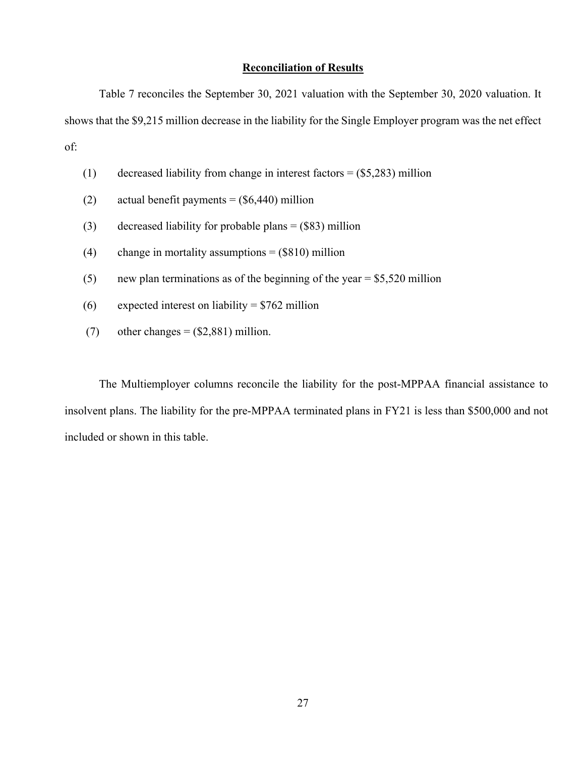## Reconciliation of Results

Table 7 reconciles the September 30, 2021 valuation with the September 30, 2020 valuation. It shows that the $9,215 million decrease in the liability for the Single Employer program was the net effect of:

(1) decreased liability from change in interest factors = ($5,283) million

(2) actual benefit payments = ($6,440) million

(3) decreased liability for probable plans = ($83) million

(4) change in mortality assumptions = ($810) million

(5) new plan terminations as of the beginning of the year = $5,520 million

(6) expected interest on liability = $762 million

(7) other changes = ($2,881) million.

The Multiemployer columns reconcile the liability for the post-MPPAA financial assistance to insolvent plans. The liability for the pre-MPPAA terminated plans in FY21 is less than $500,000 and not included or shown in this table.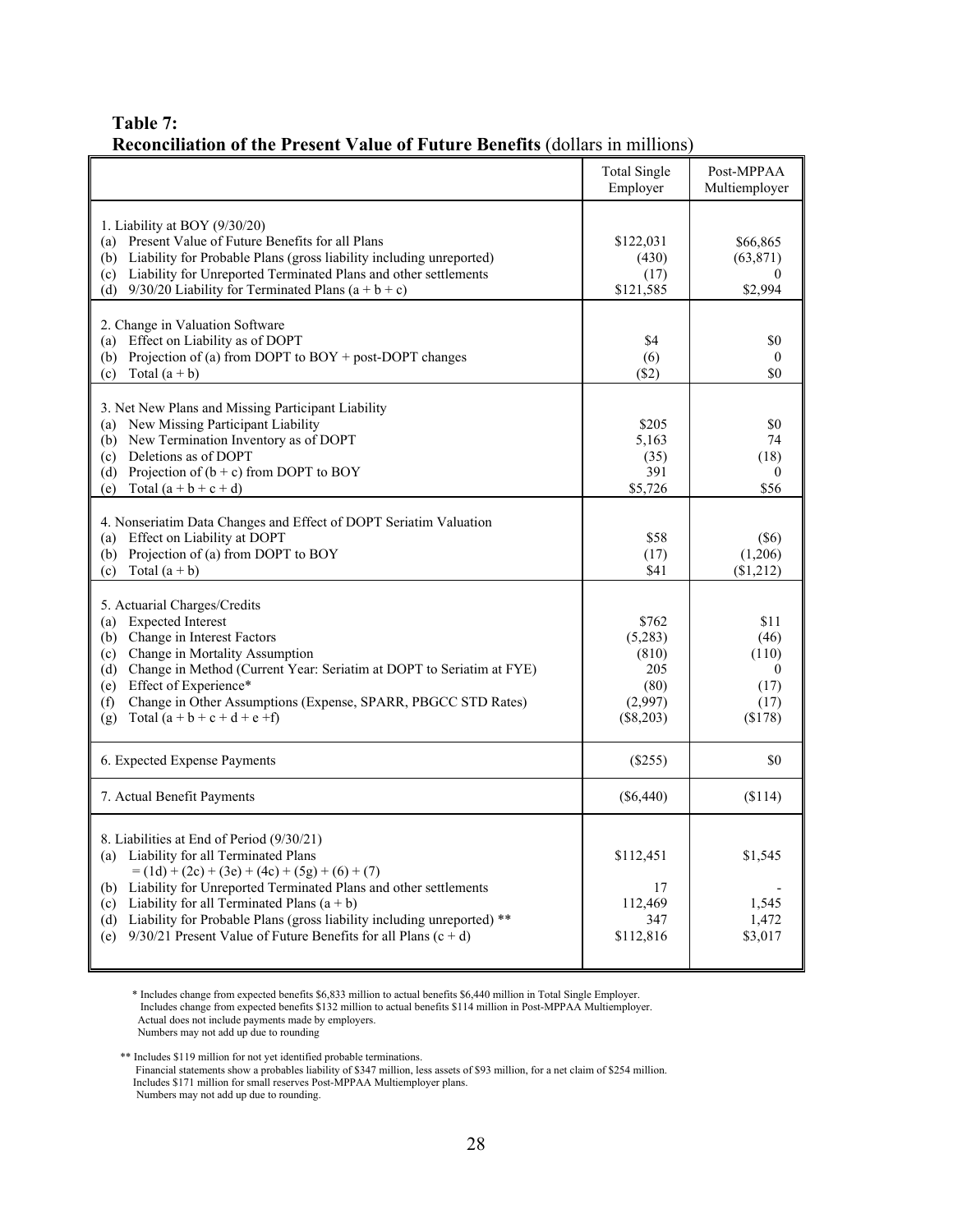**Table 7:**
**Reconciliation of the Present Value of Future Benefits** (dollars in millions)

| | Total Single Employer | Post-MPPAA Multiemployer |
|---|---|---|
| 1. Liability at BOY (9/30/20) | | |
| (a) Present Value of Future Benefits for all Plans | $122,031 | $66,865 |
| (b) Liability for Probable Plans (gross liability including unreported) | (430) | (63,871) |
| (c) Liability for Unreported Terminated Plans and other settlements | (17) | 0 |
| (d) 9/30/20 Liability for Terminated Plans (a + b + c) | $121,585 | $2,994 |
| 2. Change in Valuation Software | | |
| (a) Effect on Liability as of DOPT | $4 | $0 |
| (b) Projection of (a) from DOPT to BOY + post-DOPT changes | (6) | 0 |
| (c) Total (a + b) | ($2) | $0 |
| 3. Net New Plans and Missing Participant Liability | | |
| (a) New Missing Participant Liability | $205 | $0 |
| (b) New Termination Inventory as of DOPT | 5,163 | 74 |
| (c) Deletions as of DOPT | (35) | (18) |
| (d) Projection of (b + c) from DOPT to BOY | 391 | 0 |
| (e) Total (a + b + c + d) | $5,726 | $56 |
| 4. Nonseriatim Data Changes and Effect of DOPT Seriatim Valuation | | |
| (a) Effect on Liability at DOPT | $58 | ($6) |
| (b) Projection of (a) from DOPT to BOY | (17) | (1,206) |
| (c) Total (a + b) | $41 | ($1,212) |
| 5. Actuarial Charges/Credits | | |
| (a) Expected Interest | $762 | $11 |
| (b) Change in Interest Factors | (5,283) | (46) |
| (c) Change in Mortality Assumption | (810) | (110) |
| (d) Change in Method (Current Year: Seriatim at DOPT to Seriatim at FYE) | 205 | 0 |
| (e) Effect of Experience* | (80) | (17) |
| (f) Change in Other Assumptions (Expense, SPARR, PBGCC STD Rates) | (2,997) | (17) |
| (g) Total (a + b + c + d + e +f) | ($8,203) | ($178) |
| 6. Expected Expense Payments | ($255) | $0 |
| 7. Actual Benefit Payments | ($6,440) | ($114) |
| 8. Liabilities at End of Period (9/30/21) | | |
| (a) Liability for all Terminated Plans = (1d) + (2c) + (3e) + (4c) + (5g) + (6) + (7) | $112,451 | $1,545 |
| (b) Liability for Unreported Terminated Plans and other settlements | 17 | - |
| (c) Liability for all Terminated Plans (a + b) | 112,469 | 1,545 |
| (d) Liability for Probable Plans (gross liability including unreported) ** | 347 | 1,472 |
| (e) 9/30/21 Present Value of Future Benefits for all Plans (c + d) | $112,816 | $3,017 |

\* Includes change from expected benefits $6,833 million to actual benefits $6,440 million in Total Single Employer.
Includes change from expected benefits $132 million to actual benefits $114 million in Post-MPPAA Multiemployer.
Actual does not include payments made by employers.
Numbers may not add up due to rounding

\** Includes $119 million for not yet identified probable terminations.
Financial statements show a probables liability of $347 million, less assets of $93 million, for a net claim of $254 million.
Includes $171 million for small reserves Post-MPPAA Multiemployer plans.
Numbers may not add up due to rounding.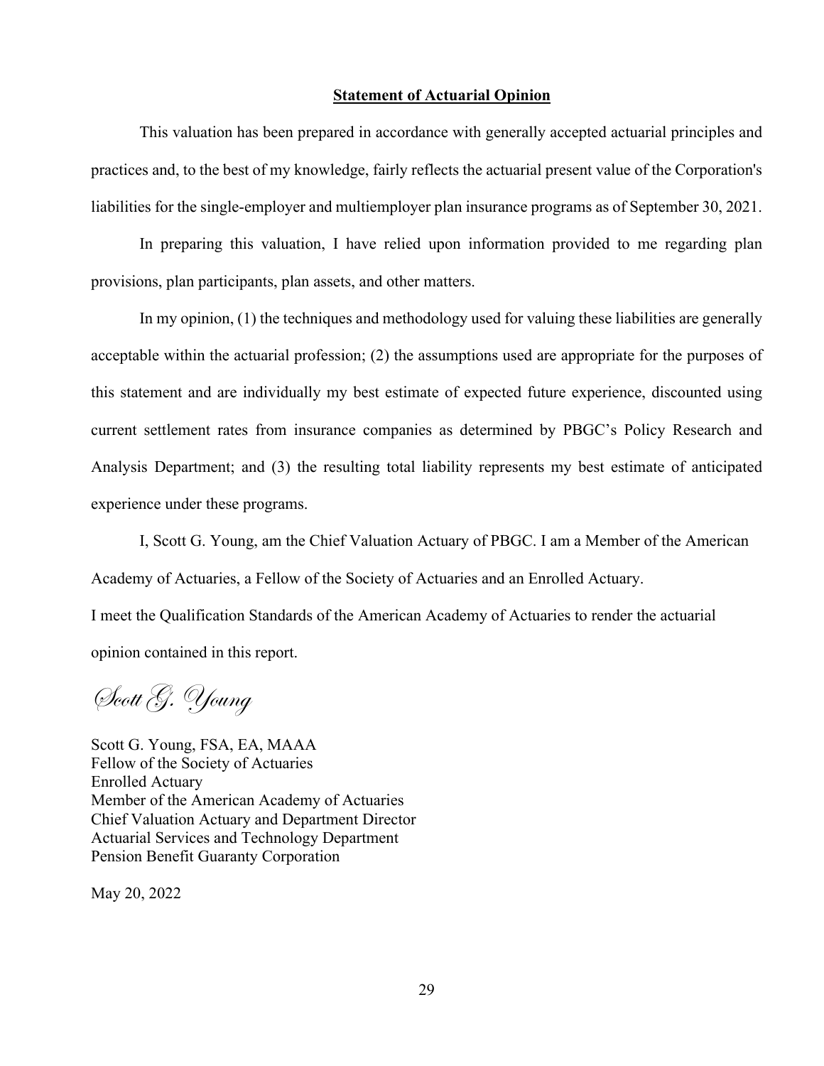**Statement of Actuarial Opinion**

This valuation has been prepared in accordance with generally accepted actuarial principles and practices and, to the best of my knowledge, fairly reflects the actuarial present value of the Corporation's liabilities for the single-employer and multiemployer plan insurance programs as of September 30, 2021.

In preparing this valuation, I have relied upon information provided to me regarding plan provisions, plan participants, plan assets, and other matters.

In my opinion, (1) the techniques and methodology used for valuing these liabilities are generally acceptable within the actuarial profession; (2) the assumptions used are appropriate for the purposes of this statement and are individually my best estimate of expected future experience, discounted using current settlement rates from insurance companies as determined by PBGC's Policy Research and Analysis Department; and (3) the resulting total liability represents my best estimate of anticipated experience under these programs.

I, Scott G. Young, am the Chief Valuation Actuary of PBGC. I am a Member of the American Academy of Actuaries, a Fellow of the Society of Actuaries and an Enrolled Actuary.

I meet the Qualification Standards of the American Academy of Actuaries to render the actuarial opinion contained in this report.

*Scott G. Young*

Scott G. Young, FSA, EA, MAAA
Fellow of the Society of Actuaries
Enrolled Actuary
Member of the American Academy of Actuaries
Chief Valuation Actuary and Department Director
Actuarial Services and Technology Department
Pension Benefit Guaranty Corporation

May 20, 2022